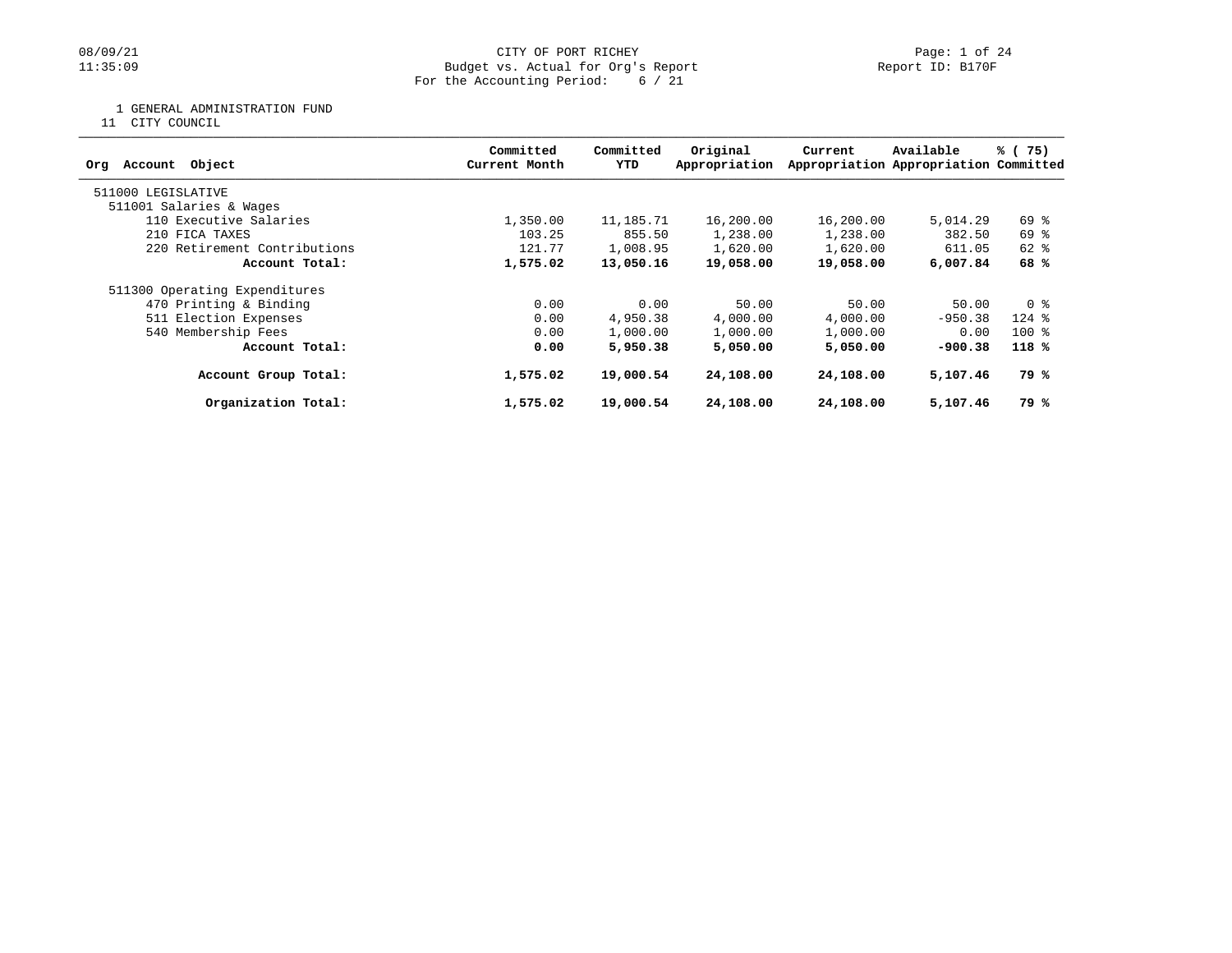CITY OF PORT RICHEY
Budget vs. Actual for Org's Report
For the Accounting Period: 6 / 21

08/09/21
11:35:09

Report ID: B170F

1 GENERAL ADMINISTRATION FUND
11 CITY COUNCIL

| Org Account Object | Committed Current Month | Committed YTD | Original Appropriation | Current Appropriation | Available Appropriation | % ( 75) Committed |
|---|---|---|---|---|---|---|
| 511000 LEGISLATIVE | | | | | | |
| 511001 Salaries & Wages | | | | | | |
| 110 Executive Salaries | 1,350.00 | 11,185.71 | 16,200.00 | 16,200.00 | 5,014.29 | 69 % |
| 210 FICA TAXES | 103.25 | 855.50 | 1,238.00 | 1,238.00 | 382.50 | 69 % |
| 220 Retirement Contributions | 121.77 | 1,008.95 | 1,620.00 | 1,620.00 | 611.05 | 62 % |
| **Account Total:** | **1,575.02** | **13,050.16** | **19,058.00** | **19,058.00** | **6,007.84** | **68 %** |
| 511300 Operating Expenditures | | | | | | |
| 470 Printing & Binding | 0.00 | 0.00 | 50.00 | 50.00 | 50.00 | 0 % |
| 511 Election Expenses | 0.00 | 4,950.38 | 4,000.00 | 4,000.00 | -950.38 | 124 % |
| 540 Membership Fees | 0.00 | 1,000.00 | 1,000.00 | 1,000.00 | 0.00 | 100 % |
| **Account Total:** | **0.00** | **5,950.38** | **5,050.00** | **5,050.00** | **-900.38** | **118 %** |
| **Account Group Total:** | **1,575.02** | **19,000.54** | **24,108.00** | **24,108.00** | **5,107.46** | **79 %** |
| **Organization Total:** | **1,575.02** | **19,000.54** | **24,108.00** | **24,108.00** | **5,107.46** | **79 %** |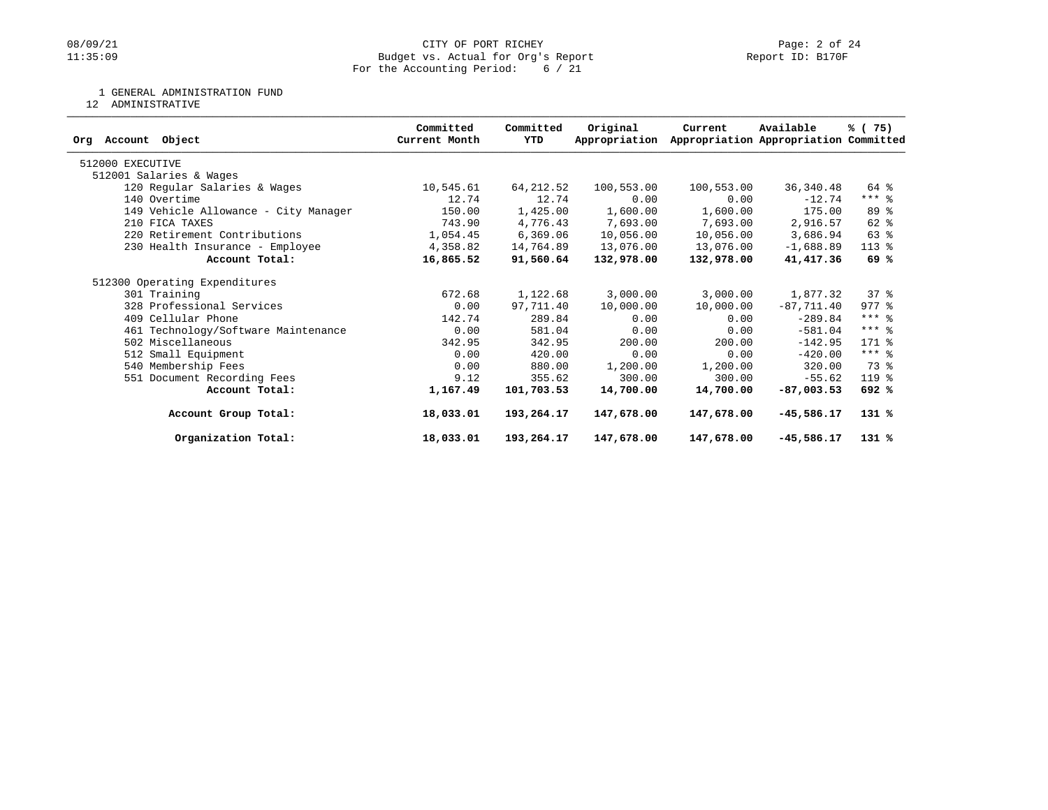CITY OF PORT RICHEY
Budget vs. Actual for Org's Report
For the Accounting Period: 6 / 21

Report ID: B170F

1 GENERAL ADMINISTRATION FUND
12 ADMINISTRATIVE

| Org Account Object | Committed Current Month | Committed YTD | Original Appropriation | Current Appropriation | Available Appropriation | % ( 75) Committed |
|---|---|---|---|---|---|---|
| 512000 EXECUTIVE | | | | | | |
| 512001 Salaries & Wages | | | | | | |
| 120 Regular Salaries & Wages | 10,545.61 | 64,212.52 | 100,553.00 | 100,553.00 | 36,340.48 | 64 % |
| 140 Overtime | 12.74 | 12.74 | 0.00 | 0.00 | -12.74 | *** % |
| 149 Vehicle Allowance - City Manager | 150.00 | 1,425.00 | 1,600.00 | 1,600.00 | 175.00 | 89 % |
| 210 FICA TAXES | 743.90 | 4,776.43 | 7,693.00 | 7,693.00 | 2,916.57 | 62 % |
| 220 Retirement Contributions | 1,054.45 | 6,369.06 | 10,056.00 | 10,056.00 | 3,686.94 | 63 % |
| 230 Health Insurance - Employee | 4,358.82 | 14,764.89 | 13,076.00 | 13,076.00 | -1,688.89 | 113 % |
| **Account Total:** | **16,865.52** | **91,560.64** | **132,978.00** | **132,978.00** | **41,417.36** | **69 %** |
| 512300 Operating Expenditures | | | | | | |
| 301 Training | 672.68 | 1,122.68 | 3,000.00 | 3,000.00 | 1,877.32 | 37 % |
| 328 Professional Services | 0.00 | 97,711.40 | 10,000.00 | 10,000.00 | -87,711.40 | 977 % |
| 409 Cellular Phone | 142.74 | 289.84 | 0.00 | 0.00 | -289.84 | *** % |
| 461 Technology/Software Maintenance | 0.00 | 581.04 | 0.00 | 0.00 | -581.04 | *** % |
| 502 Miscellaneous | 342.95 | 342.95 | 200.00 | 200.00 | -142.95 | 171 % |
| 512 Small Equipment | 0.00 | 420.00 | 0.00 | 0.00 | -420.00 | *** % |
| 540 Membership Fees | 0.00 | 880.00 | 1,200.00 | 1,200.00 | 320.00 | 73 % |
| 551 Document Recording Fees | 9.12 | 355.62 | 300.00 | 300.00 | -55.62 | 119 % |
| **Account Total:** | **1,167.49** | **101,703.53** | **14,700.00** | **14,700.00** | **-87,003.53** | **692 %** |
| **Account Group Total:** | **18,033.01** | **193,264.17** | **147,678.00** | **147,678.00** | **-45,586.17** | **131 %** |
| **Organization Total:** | **18,033.01** | **193,264.17** | **147,678.00** | **147,678.00** | **-45,586.17** | **131 %** |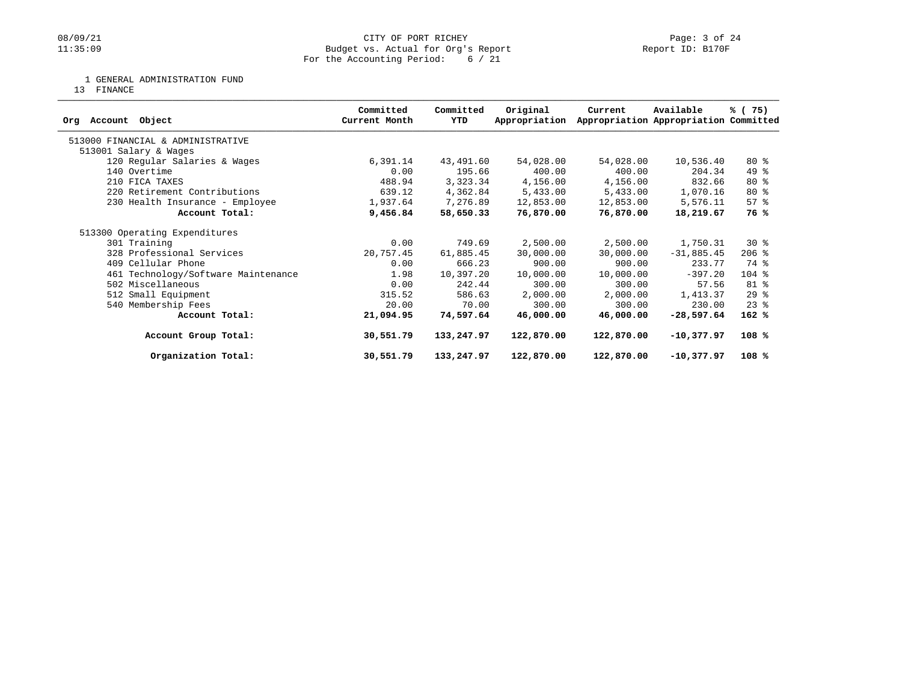CITY OF PORT RICHEY
Budget vs. Actual for Org's Report
For the Accounting Period: 6 / 21

1 GENERAL ADMINISTRATION FUND
13 FINANCE

| Org Account Object | Committed Current Month | Committed YTD | Original Appropriation | Current Appropriation | Available Appropriation | % ( 75) Committed |
|---|---|---|---|---|---|---|
| 513000 FINANCIAL & ADMINISTRATIVE | | | | | | |
| 513001 Salary & Wages | | | | | | |
| 120 Regular Salaries & Wages | 6,391.14 | 43,491.60 | 54,028.00 | 54,028.00 | 10,536.40 | 80 % |
| 140 Overtime | 0.00 | 195.66 | 400.00 | 400.00 | 204.34 | 49 % |
| 210 FICA TAXES | 488.94 | 3,323.34 | 4,156.00 | 4,156.00 | 832.66 | 80 % |
| 220 Retirement Contributions | 639.12 | 4,362.84 | 5,433.00 | 5,433.00 | 1,070.16 | 80 % |
| 230 Health Insurance - Employee | 1,937.64 | 7,276.89 | 12,853.00 | 12,853.00 | 5,576.11 | 57 % |
| **Account Total:** | **9,456.84** | **58,650.33** | **76,870.00** | **76,870.00** | **18,219.67** | **76 %** |
| 513300 Operating Expenditures | | | | | | |
| 301 Training | 0.00 | 749.69 | 2,500.00 | 2,500.00 | 1,750.31 | 30 % |
| 328 Professional Services | 20,757.45 | 61,885.45 | 30,000.00 | 30,000.00 | -31,885.45 | 206 % |
| 409 Cellular Phone | 0.00 | 666.23 | 900.00 | 900.00 | 233.77 | 74 % |
| 461 Technology/Software Maintenance | 1.98 | 10,397.20 | 10,000.00 | 10,000.00 | -397.20 | 104 % |
| 502 Miscellaneous | 0.00 | 242.44 | 300.00 | 300.00 | 57.56 | 81 % |
| 512 Small Equipment | 315.52 | 586.63 | 2,000.00 | 2,000.00 | 1,413.37 | 29 % |
| 540 Membership Fees | 20.00 | 70.00 | 300.00 | 300.00 | 230.00 | 23 % |
| **Account Total:** | **21,094.95** | **74,597.64** | **46,000.00** | **46,000.00** | **-28,597.64** | **162 %** |
| **Account Group Total:** | **30,551.79** | **133,247.97** | **122,870.00** | **122,870.00** | **-10,377.97** | **108 %** |
| **Organization Total:** | **30,551.79** | **133,247.97** | **122,870.00** | **122,870.00** | **-10,377.97** | **108 %** |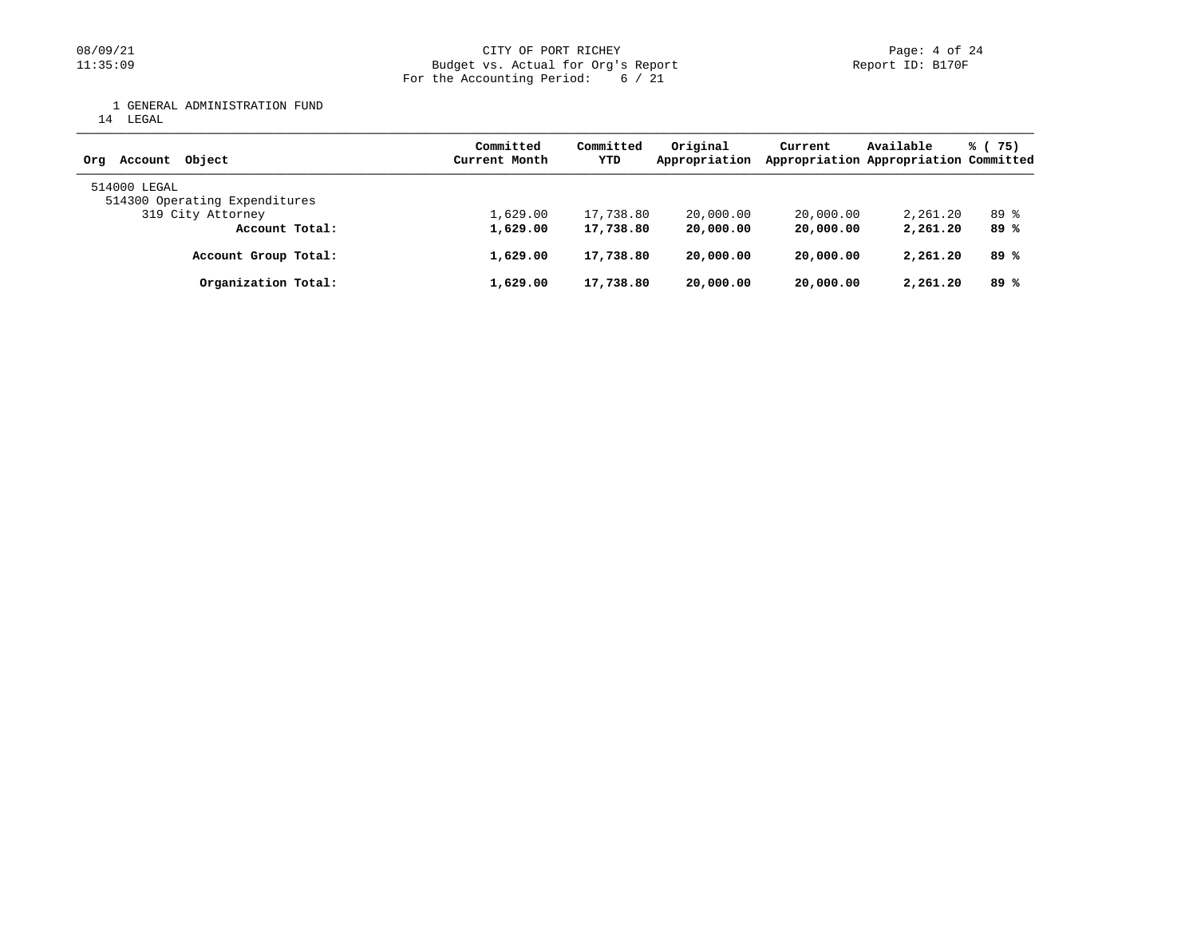CITY OF PORT RICHEY
Budget vs. Actual for Org's Report
For the Accounting Period: 6 / 21

1 GENERAL ADMINISTRATION FUND
14 LEGAL

| Org Account Object | Committed Current Month | Committed YTD | Original Appropriation | Current Appropriation | Available Appropriation | % ( 75) Committed |
|---|---|---|---|---|---|---|
| 514000 LEGAL | | | | | | |
| 514300 Operating Expenditures | | | | | | |
| 319 City Attorney | 1,629.00 | 17,738.80 | 20,000.00 | 20,000.00 | 2,261.20 | 89 % |
| **Account Total:** | **1,629.00** | **17,738.80** | **20,000.00** | **20,000.00** | **2,261.20** | **89 %** |
| **Account Group Total:** | **1,629.00** | **17,738.80** | **20,000.00** | **20,000.00** | **2,261.20** | **89 %** |
| **Organization Total:** | **1,629.00** | **17,738.80** | **20,000.00** | **20,000.00** | **2,261.20** | **89 %** |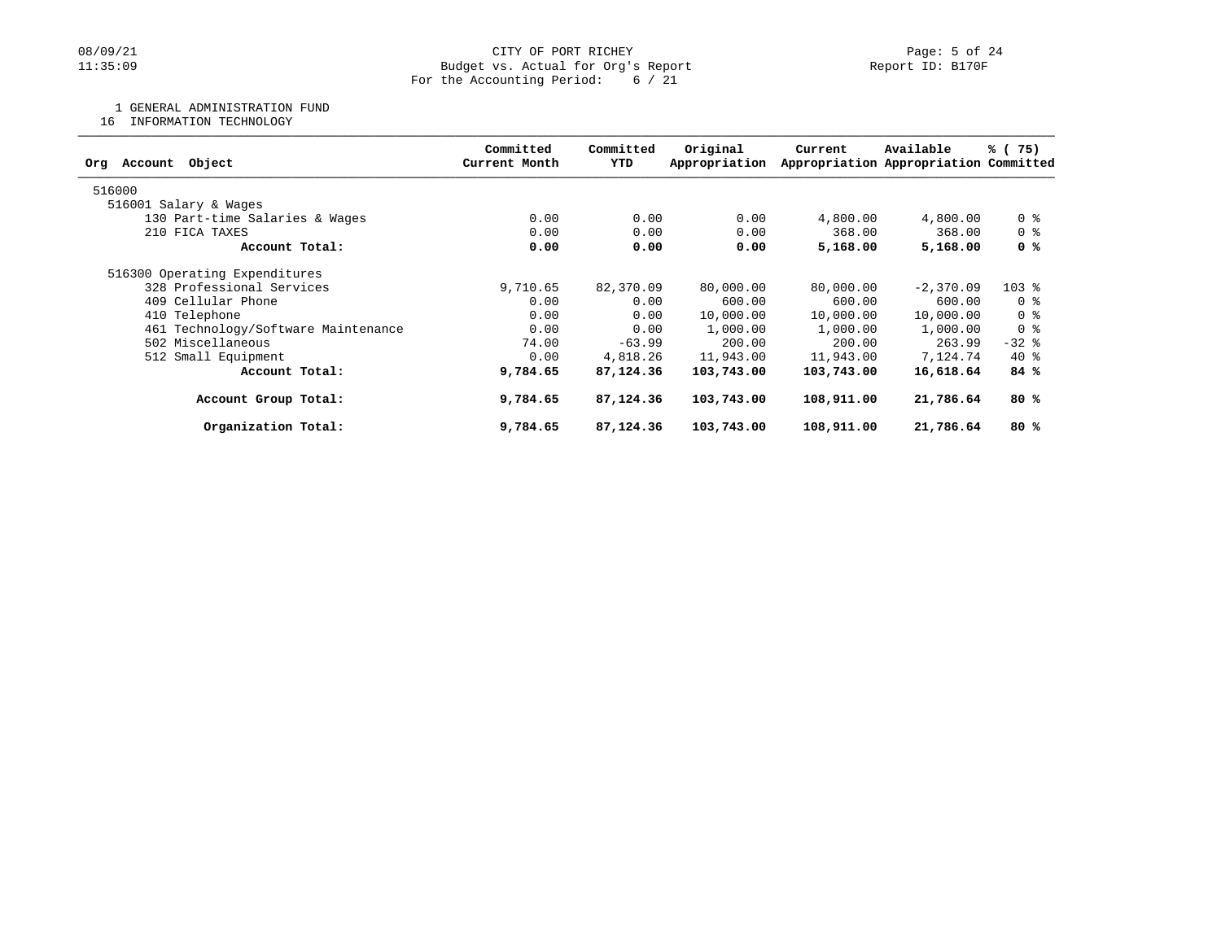CITY OF PORT RICHEY
Budget vs. Actual for Org's Report
For the Accounting Period: 6 / 21

08/09/21
11:35:09

Report ID: B170F

1 GENERAL ADMINISTRATION FUND
16 INFORMATION TECHNOLOGY

| Org Account Object | Committed Current Month | Committed YTD | Original Appropriation | Current Appropriation | Available Appropriation | % ( 75) Committed |
|---|---|---|---|---|---|---|
| 516000 | | | | | | |
| 516001 Salary & Wages | | | | | | |
| 130 Part-time Salaries & Wages | 0.00 | 0.00 | 0.00 | 4,800.00 | 4,800.00 | 0 % |
| 210 FICA TAXES | 0.00 | 0.00 | 0.00 | 368.00 | 368.00 | 0 % |
| **Account Total:** | **0.00** | **0.00** | **0.00** | **5,168.00** | **5,168.00** | **0 %** |
| 516300 Operating Expenditures | | | | | | |
| 328 Professional Services | 9,710.65 | 82,370.09 | 80,000.00 | 80,000.00 | -2,370.09 | 103 % |
| 409 Cellular Phone | 0.00 | 0.00 | 600.00 | 600.00 | 600.00 | 0 % |
| 410 Telephone | 0.00 | 0.00 | 10,000.00 | 10,000.00 | 10,000.00 | 0 % |
| 461 Technology/Software Maintenance | 0.00 | 0.00 | 1,000.00 | 1,000.00 | 1,000.00 | 0 % |
| 502 Miscellaneous | 74.00 | -63.99 | 200.00 | 200.00 | 263.99 | -32 % |
| 512 Small Equipment | 0.00 | 4,818.26 | 11,943.00 | 11,943.00 | 7,124.74 | 40 % |
| **Account Total:** | **9,784.65** | **87,124.36** | **103,743.00** | **103,743.00** | **16,618.64** | **84 %** |
| **Account Group Total:** | **9,784.65** | **87,124.36** | **103,743.00** | **108,911.00** | **21,786.64** | **80 %** |
| **Organization Total:** | **9,784.65** | **87,124.36** | **103,743.00** | **108,911.00** | **21,786.64** | **80 %** |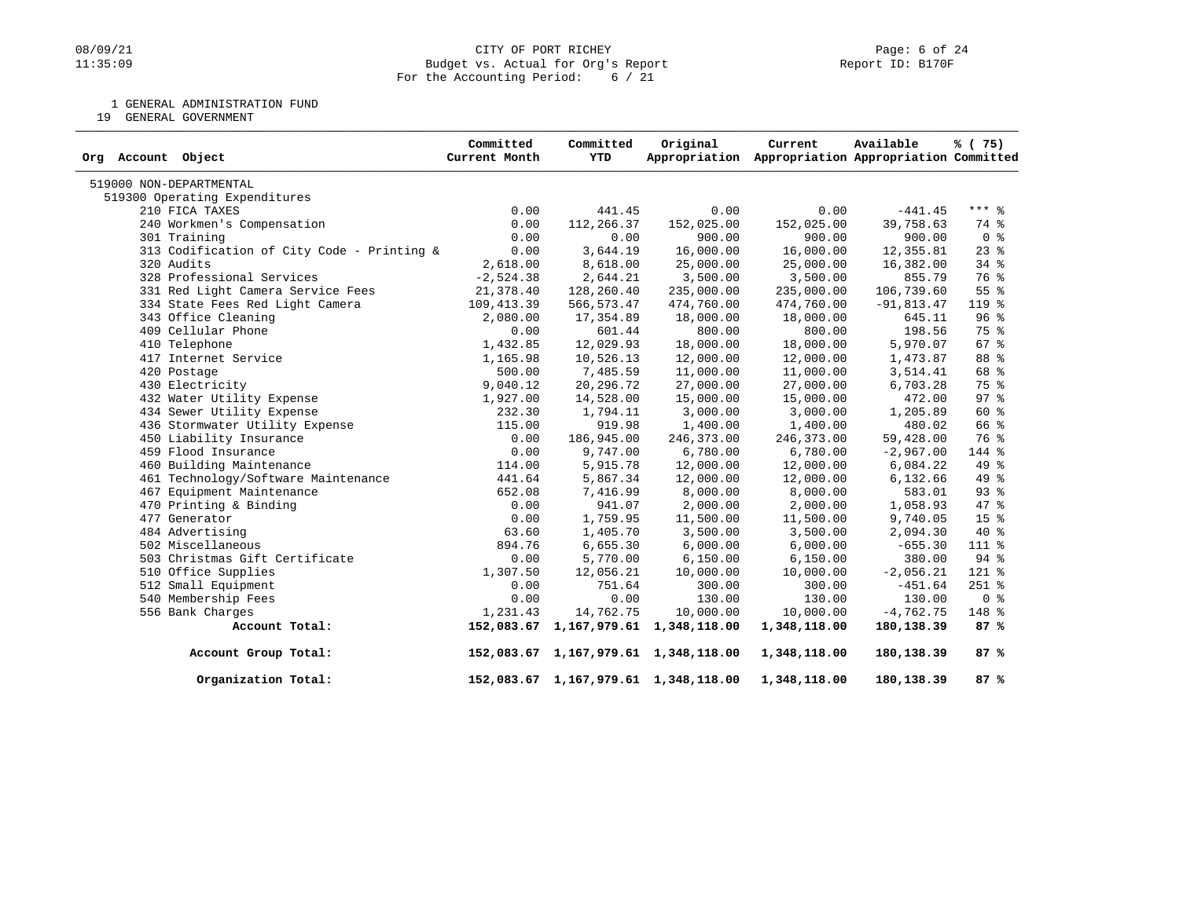CITY OF PORT RICHEY
Budget vs. Actual for Org's Report
For the Accounting Period: 6 / 21

1 GENERAL ADMINISTRATION FUND
19 GENERAL GOVERNMENT

| Org Account Object | Committed Current Month | Committed YTD | Original Appropriation | Current Appropriation | Available Appropriation | % ( 75) Committed |
|---|---|---|---|---|---|---|
| 519000 NON-DEPARTMENTAL | | | | | | |
| 519300 Operating Expenditures | | | | | | |
| 210 FICA TAXES | 0.00 | 441.45 | 0.00 | 0.00 | -441.45 | *** % |
| 240 Workmen's Compensation | 0.00 | 112,266.37 | 152,025.00 | 152,025.00 | 39,758.63 | 74 % |
| 301 Training | 0.00 | 0.00 | 900.00 | 900.00 | 900.00 | 0 % |
| 313 Codification of City Code - Printing & | 0.00 | 3,644.19 | 16,000.00 | 16,000.00 | 12,355.81 | 23 % |
| 320 Audits | 2,618.00 | 8,618.00 | 25,000.00 | 25,000.00 | 16,382.00 | 34 % |
| 328 Professional Services | -2,524.38 | 2,644.21 | 3,500.00 | 3,500.00 | 855.79 | 76 % |
| 331 Red Light Camera Service Fees | 21,378.40 | 128,260.40 | 235,000.00 | 235,000.00 | 106,739.60 | 55 % |
| 334 State Fees Red Light Camera | 109,413.39 | 566,573.47 | 474,760.00 | 474,760.00 | -91,813.47 | 119 % |
| 343 Office Cleaning | 2,080.00 | 17,354.89 | 18,000.00 | 18,000.00 | 645.11 | 96 % |
| 409 Cellular Phone | 0.00 | 601.44 | 800.00 | 800.00 | 198.56 | 75 % |
| 410 Telephone | 1,432.85 | 12,029.93 | 18,000.00 | 18,000.00 | 5,970.07 | 67 % |
| 417 Internet Service | 1,165.98 | 10,526.13 | 12,000.00 | 12,000.00 | 1,473.87 | 88 % |
| 420 Postage | 500.00 | 7,485.59 | 11,000.00 | 11,000.00 | 3,514.41 | 68 % |
| 430 Electricity | 9,040.12 | 20,296.72 | 27,000.00 | 27,000.00 | 6,703.28 | 75 % |
| 432 Water Utility Expense | 1,927.00 | 14,528.00 | 15,000.00 | 15,000.00 | 472.00 | 97 % |
| 434 Sewer Utility Expense | 232.30 | 1,794.11 | 3,000.00 | 3,000.00 | 1,205.89 | 60 % |
| 436 Stormwater Utility Expense | 115.00 | 919.98 | 1,400.00 | 1,400.00 | 480.02 | 66 % |
| 450 Liability Insurance | 0.00 | 186,945.00 | 246,373.00 | 246,373.00 | 59,428.00 | 76 % |
| 459 Flood Insurance | 0.00 | 9,747.00 | 6,780.00 | 6,780.00 | -2,967.00 | 144 % |
| 460 Building Maintenance | 114.00 | 5,915.78 | 12,000.00 | 12,000.00 | 6,084.22 | 49 % |
| 461 Technology/Software Maintenance | 441.64 | 5,867.34 | 12,000.00 | 12,000.00 | 6,132.66 | 49 % |
| 467 Equipment Maintenance | 652.08 | 7,416.99 | 8,000.00 | 8,000.00 | 583.01 | 93 % |
| 470 Printing & Binding | 0.00 | 941.07 | 2,000.00 | 2,000.00 | 1,058.93 | 47 % |
| 477 Generator | 0.00 | 1,759.95 | 11,500.00 | 11,500.00 | 9,740.05 | 15 % |
| 484 Advertising | 63.60 | 1,405.70 | 3,500.00 | 3,500.00 | 2,094.30 | 40 % |
| 502 Miscellaneous | 894.76 | 6,655.30 | 6,000.00 | 6,000.00 | -655.30 | 111 % |
| 503 Christmas Gift Certificate | 0.00 | 5,770.00 | 6,150.00 | 6,150.00 | 380.00 | 94 % |
| 510 Office Supplies | 1,307.50 | 12,056.21 | 10,000.00 | 10,000.00 | -2,056.21 | 121 % |
| 512 Small Equipment | 0.00 | 751.64 | 300.00 | 300.00 | -451.64 | 251 % |
| 540 Membership Fees | 0.00 | 0.00 | 130.00 | 130.00 | 130.00 | 0 % |
| 556 Bank Charges | 1,231.43 | 14,762.75 | 10,000.00 | 10,000.00 | -4,762.75 | 148 % |
| **Account Total:** | **152,083.67** | **1,167,979.61** | **1,348,118.00** | **1,348,118.00** | **180,138.39** | **87 %** |
| **Account Group Total:** | **152,083.67** | **1,167,979.61** | **1,348,118.00** | **1,348,118.00** | **180,138.39** | **87 %** |
| **Organization Total:** | **152,083.67** | **1,167,979.61** | **1,348,118.00** | **1,348,118.00** | **180,138.39** | **87 %** |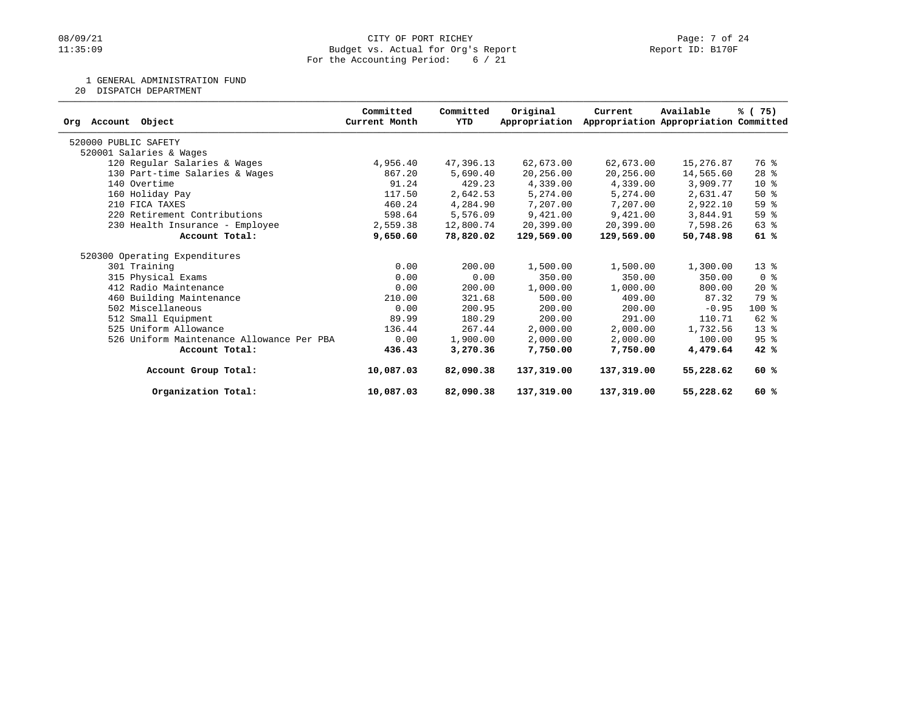CITY OF PORT RICHEY
Budget vs. Actual for Org's Report
For the Accounting Period: 6 / 21

1 GENERAL ADMINISTRATION FUND
20 DISPATCH DEPARTMENT

| Org Account Object | Committed Current Month | Committed YTD | Original Appropriation | Current Appropriation | Available Appropriation | % ( 75) Committed |
|---|---|---|---|---|---|---|
| 520000 PUBLIC SAFETY | | | | | | |
| 520001 Salaries & Wages | | | | | | |
| 120 Regular Salaries & Wages | 4,956.40 | 47,396.13 | 62,673.00 | 62,673.00 | 15,276.87 | 76 % |
| 130 Part-time Salaries & Wages | 867.20 | 5,690.40 | 20,256.00 | 20,256.00 | 14,565.60 | 28 % |
| 140 Overtime | 91.24 | 429.23 | 4,339.00 | 4,339.00 | 3,909.77 | 10 % |
| 160 Holiday Pay | 117.50 | 2,642.53 | 5,274.00 | 5,274.00 | 2,631.47 | 50 % |
| 210 FICA TAXES | 460.24 | 4,284.90 | 7,207.00 | 7,207.00 | 2,922.10 | 59 % |
| 220 Retirement Contributions | 598.64 | 5,576.09 | 9,421.00 | 9,421.00 | 3,844.91 | 59 % |
| 230 Health Insurance - Employee | 2,559.38 | 12,800.74 | 20,399.00 | 20,399.00 | 7,598.26 | 63 % |
| **Account Total:** | **9,650.60** | **78,820.02** | **129,569.00** | **129,569.00** | **50,748.98** | **61 %** |
| 520300 Operating Expenditures | | | | | | |
| 301 Training | 0.00 | 200.00 | 1,500.00 | 1,500.00 | 1,300.00 | 13 % |
| 315 Physical Exams | 0.00 | 0.00 | 350.00 | 350.00 | 350.00 | 0 % |
| 412 Radio Maintenance | 0.00 | 200.00 | 1,000.00 | 1,000.00 | 800.00 | 20 % |
| 460 Building Maintenance | 210.00 | 321.68 | 500.00 | 409.00 | 87.32 | 79 % |
| 502 Miscellaneous | 0.00 | 200.95 | 200.00 | 200.00 | -0.95 | 100 % |
| 512 Small Equipment | 89.99 | 180.29 | 200.00 | 291.00 | 110.71 | 62 % |
| 525 Uniform Allowance | 136.44 | 267.44 | 2,000.00 | 2,000.00 | 1,732.56 | 13 % |
| 526 Uniform Maintenance Allowance Per PBA | 0.00 | 1,900.00 | 2,000.00 | 2,000.00 | 100.00 | 95 % |
| **Account Total:** | **436.43** | **3,270.36** | **7,750.00** | **7,750.00** | **4,479.64** | **42 %** |
| **Account Group Total:** | **10,087.03** | **82,090.38** | **137,319.00** | **137,319.00** | **55,228.62** | **60 %** |
| **Organization Total:** | **10,087.03** | **82,090.38** | **137,319.00** | **137,319.00** | **55,228.62** | **60 %** |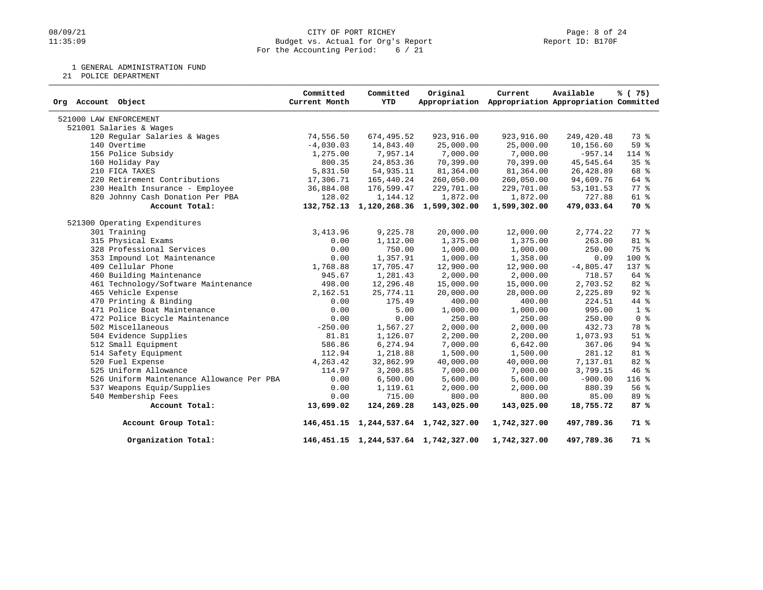CITY OF PORT RICHEY
Budget vs. Actual for Org's Report
For the Accounting Period: 6 / 21

08/09/21
11:35:09

Report ID: B170F

1 GENERAL ADMINISTRATION FUND
21 POLICE DEPARTMENT

| Org Account Object | Committed Current Month | Committed YTD | Original Appropriation | Current Appropriation | Available Appropriation | % ( 75) Committed |
|---|---|---|---|---|---|---|
| 521000 LAW ENFORCEMENT | | | | | | |
| 521001 Salaries & Wages | | | | | | |
| 120 Regular Salaries & Wages | 74,556.50 | 674,495.52 | 923,916.00 | 923,916.00 | 249,420.48 | 73 % |
| 140 Overtime | -4,030.03 | 14,843.40 | 25,000.00 | 25,000.00 | 10,156.60 | 59 % |
| 156 Police Subsidy | 1,275.00 | 7,957.14 | 7,000.00 | 7,000.00 | -957.14 | 114 % |
| 160 Holiday Pay | 800.35 | 24,853.36 | 70,399.00 | 70,399.00 | 45,545.64 | 35 % |
| 210 FICA TAXES | 5,831.50 | 54,935.11 | 81,364.00 | 81,364.00 | 26,428.89 | 68 % |
| 220 Retirement Contributions | 17,306.71 | 165,440.24 | 260,050.00 | 260,050.00 | 94,609.76 | 64 % |
| 230 Health Insurance - Employee | 36,884.08 | 176,599.47 | 229,701.00 | 229,701.00 | 53,101.53 | 77 % |
| 820 Johnny Cash Donation Per PBA | 128.02 | 1,144.12 | 1,872.00 | 1,872.00 | 727.88 | 61 % |
| **Account Total:** | **132,752.13** | **1,120,268.36** | **1,599,302.00** | **1,599,302.00** | **479,033.64** | **70 %** |
| 521300 Operating Expenditures | | | | | | |
| 301 Training | 3,413.96 | 9,225.78 | 20,000.00 | 12,000.00 | 2,774.22 | 77 % |
| 315 Physical Exams | 0.00 | 1,112.00 | 1,375.00 | 1,375.00 | 263.00 | 81 % |
| 328 Professional Services | 0.00 | 750.00 | 1,000.00 | 1,000.00 | 250.00 | 75 % |
| 353 Impound Lot Maintenance | 0.00 | 1,357.91 | 1,000.00 | 1,358.00 | 0.09 | 100 % |
| 409 Cellular Phone | 1,768.88 | 17,705.47 | 12,900.00 | 12,900.00 | -4,805.47 | 137 % |
| 460 Building Maintenance | 945.67 | 1,281.43 | 2,000.00 | 2,000.00 | 718.57 | 64 % |
| 461 Technology/Software Maintenance | 498.00 | 12,296.48 | 15,000.00 | 15,000.00 | 2,703.52 | 82 % |
| 465 Vehicle Expense | 2,162.51 | 25,774.11 | 20,000.00 | 28,000.00 | 2,225.89 | 92 % |
| 470 Printing & Binding | 0.00 | 175.49 | 400.00 | 400.00 | 224.51 | 44 % |
| 471 Police Boat Maintenance | 0.00 | 5.00 | 1,000.00 | 1,000.00 | 995.00 | 1 % |
| 472 Police Bicycle Maintenance | 0.00 | 0.00 | 250.00 | 250.00 | 250.00 | 0 % |
| 502 Miscellaneous | -250.00 | 1,567.27 | 2,000.00 | 2,000.00 | 432.73 | 78 % |
| 504 Evidence Supplies | 81.81 | 1,126.07 | 2,200.00 | 2,200.00 | 1,073.93 | 51 % |
| 512 Small Equipment | 586.86 | 6,274.94 | 7,000.00 | 6,642.00 | 367.06 | 94 % |
| 514 Safety Equipment | 112.94 | 1,218.88 | 1,500.00 | 1,500.00 | 281.12 | 81 % |
| 520 Fuel Expense | 4,263.42 | 32,862.99 | 40,000.00 | 40,000.00 | 7,137.01 | 82 % |
| 525 Uniform Allowance | 114.97 | 3,200.85 | 7,000.00 | 7,000.00 | 3,799.15 | 46 % |
| 526 Uniform Maintenance Allowance Per PBA | 0.00 | 6,500.00 | 5,600.00 | 5,600.00 | -900.00 | 116 % |
| 537 Weapons Equip/Supplies | 0.00 | 1,119.61 | 2,000.00 | 2,000.00 | 880.39 | 56 % |
| 540 Membership Fees | 0.00 | 715.00 | 800.00 | 800.00 | 85.00 | 89 % |
| **Account Total:** | **13,699.02** | **124,269.28** | **143,025.00** | **143,025.00** | **18,755.72** | **87 %** |
| **Account Group Total:** | **146,451.15** | **1,244,537.64** | **1,742,327.00** | **1,742,327.00** | **497,789.36** | **71 %** |
| **Organization Total:** | **146,451.15** | **1,244,537.64** | **1,742,327.00** | **1,742,327.00** | **497,789.36** | **71 %** |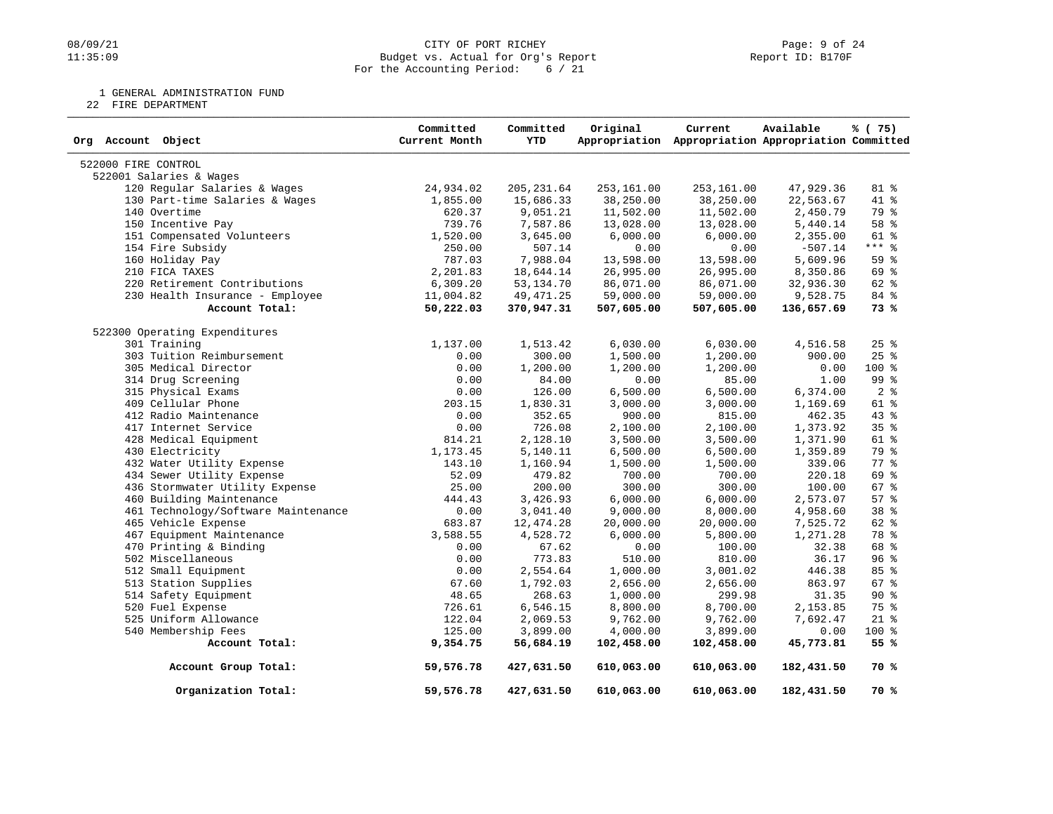CITY OF PORT RICHEY
Budget vs. Actual for Org's Report
For the Accounting Period: 6 / 21

1 GENERAL ADMINISTRATION FUND
22 FIRE DEPARTMENT

| Org Account Object | Committed Current Month | Committed YTD | Original Appropriation | Current Appropriation | Available Appropriation | % ( 75) Committed |
|---|---|---|---|---|---|---|
| 522000 FIRE CONTROL | | | | | | |
| 522001 Salaries & Wages | | | | | | |
| 120 Regular Salaries & Wages | 24,934.02 | 205,231.64 | 253,161.00 | 253,161.00 | 47,929.36 | 81 % |
| 130 Part-time Salaries & Wages | 1,855.00 | 15,686.33 | 38,250.00 | 38,250.00 | 22,563.67 | 41 % |
| 140 Overtime | 620.37 | 9,051.21 | 11,502.00 | 11,502.00 | 2,450.79 | 79 % |
| 150 Incentive Pay | 739.76 | 7,587.86 | 13,028.00 | 13,028.00 | 5,440.14 | 58 % |
| 151 Compensated Volunteers | 1,520.00 | 3,645.00 | 6,000.00 | 6,000.00 | 2,355.00 | 61 % |
| 154 Fire Subsidy | 250.00 | 507.14 | 0.00 | 0.00 | -507.14 | *** % |
| 160 Holiday Pay | 787.03 | 7,988.04 | 13,598.00 | 13,598.00 | 5,609.96 | 59 % |
| 210 FICA TAXES | 2,201.83 | 18,644.14 | 26,995.00 | 26,995.00 | 8,350.86 | 69 % |
| 220 Retirement Contributions | 6,309.20 | 53,134.70 | 86,071.00 | 86,071.00 | 32,936.30 | 62 % |
| 230 Health Insurance - Employee | 11,004.82 | 49,471.25 | 59,000.00 | 59,000.00 | 9,528.75 | 84 % |
| **Account Total:** | **50,222.03** | **370,947.31** | **507,605.00** | **507,605.00** | **136,657.69** | **73 %** |
| 522300 Operating Expenditures | | | | | | |
| 301 Training | 1,137.00 | 1,513.42 | 6,030.00 | 6,030.00 | 4,516.58 | 25 % |
| 303 Tuition Reimbursement | 0.00 | 300.00 | 1,500.00 | 1,200.00 | 900.00 | 25 % |
| 305 Medical Director | 0.00 | 1,200.00 | 1,200.00 | 1,200.00 | 0.00 | 100 % |
| 314 Drug Screening | 0.00 | 84.00 | 0.00 | 85.00 | 1.00 | 99 % |
| 315 Physical Exams | 0.00 | 126.00 | 6,500.00 | 6,500.00 | 6,374.00 | 2 % |
| 409 Cellular Phone | 203.15 | 1,830.31 | 3,000.00 | 3,000.00 | 1,169.69 | 61 % |
| 412 Radio Maintenance | 0.00 | 352.65 | 900.00 | 815.00 | 462.35 | 43 % |
| 417 Internet Service | 0.00 | 726.08 | 2,100.00 | 2,100.00 | 1,373.92 | 35 % |
| 428 Medical Equipment | 814.21 | 2,128.10 | 3,500.00 | 3,500.00 | 1,371.90 | 61 % |
| 430 Electricity | 1,173.45 | 5,140.11 | 6,500.00 | 6,500.00 | 1,359.89 | 79 % |
| 432 Water Utility Expense | 143.10 | 1,160.94 | 1,500.00 | 1,500.00 | 339.06 | 77 % |
| 434 Sewer Utility Expense | 52.09 | 479.82 | 700.00 | 700.00 | 220.18 | 69 % |
| 436 Stormwater Utility Expense | 25.00 | 200.00 | 300.00 | 300.00 | 100.00 | 67 % |
| 460 Building Maintenance | 444.43 | 3,426.93 | 6,000.00 | 6,000.00 | 2,573.07 | 57 % |
| 461 Technology/Software Maintenance | 0.00 | 3,041.40 | 9,000.00 | 8,000.00 | 4,958.60 | 38 % |
| 465 Vehicle Expense | 683.87 | 12,474.28 | 20,000.00 | 20,000.00 | 7,525.72 | 62 % |
| 467 Equipment Maintenance | 3,588.55 | 4,528.72 | 6,000.00 | 5,800.00 | 1,271.28 | 78 % |
| 470 Printing & Binding | 0.00 | 67.62 | 0.00 | 100.00 | 32.38 | 68 % |
| 502 Miscellaneous | 0.00 | 773.83 | 510.00 | 810.00 | 36.17 | 96 % |
| 512 Small Equipment | 0.00 | 2,554.64 | 1,000.00 | 3,001.02 | 446.38 | 85 % |
| 513 Station Supplies | 67.60 | 1,792.03 | 2,656.00 | 2,656.00 | 863.97 | 67 % |
| 514 Safety Equipment | 48.65 | 268.63 | 1,000.00 | 299.98 | 31.35 | 90 % |
| 520 Fuel Expense | 726.61 | 6,546.15 | 8,800.00 | 8,700.00 | 2,153.85 | 75 % |
| 525 Uniform Allowance | 122.04 | 2,069.53 | 9,762.00 | 9,762.00 | 7,692.47 | 21 % |
| 540 Membership Fees | 125.00 | 3,899.00 | 4,000.00 | 3,899.00 | 0.00 | 100 % |
| **Account Total:** | **9,354.75** | **56,684.19** | **102,458.00** | **102,458.00** | **45,773.81** | **55 %** |
| **Account Group Total:** | **59,576.78** | **427,631.50** | **610,063.00** | **610,063.00** | **182,431.50** | **70 %** |
| **Organization Total:** | **59,576.78** | **427,631.50** | **610,063.00** | **610,063.00** | **182,431.50** | **70 %** |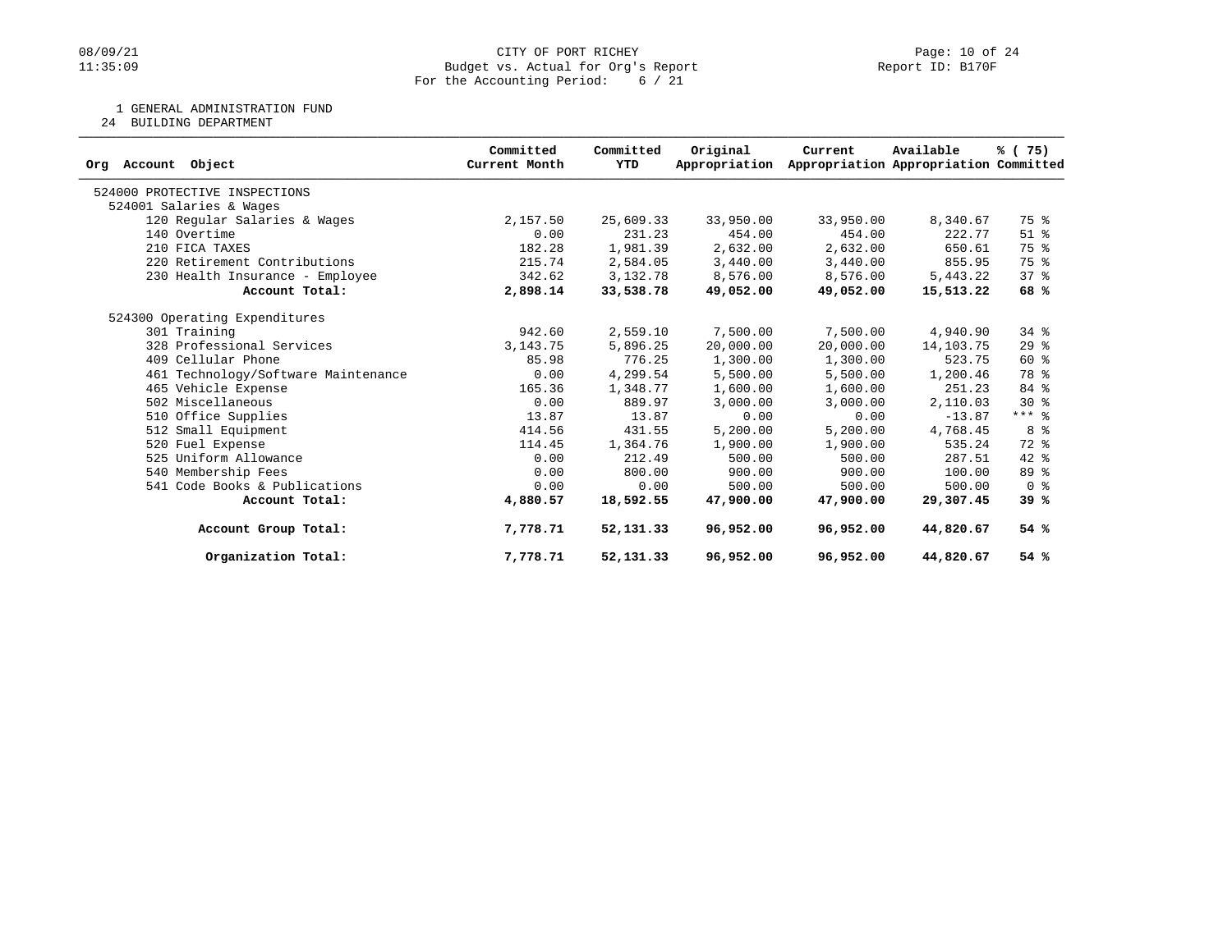# CITY OF PORT RICHEY

Budget vs. Actual for Org's Report

For the Accounting Period: 6 / 21

1 GENERAL ADMINISTRATION FUND

24 BUILDING DEPARTMENT

| Org Account Object | Committed Current Month | Committed YTD | Original Appropriation | Current Appropriation | Available Appropriation | % ( 75) Committed |
|---|---|---|---|---|---|---|
| 524000 PROTECTIVE INSPECTIONS | | | | | | |
| 524001 Salaries & Wages | | | | | | |
| 120 Regular Salaries & Wages | 2,157.50 | 25,609.33 | 33,950.00 | 33,950.00 | 8,340.67 | 75 % |
| 140 Overtime | 0.00 | 231.23 | 454.00 | 454.00 | 222.77 | 51 % |
| 210 FICA TAXES | 182.28 | 1,981.39 | 2,632.00 | 2,632.00 | 650.61 | 75 % |
| 220 Retirement Contributions | 215.74 | 2,584.05 | 3,440.00 | 3,440.00 | 855.95 | 75 % |
| 230 Health Insurance - Employee | 342.62 | 3,132.78 | 8,576.00 | 8,576.00 | 5,443.22 | 37 % |
| **Account Total:** | **2,898.14** | **33,538.78** | **49,052.00** | **49,052.00** | **15,513.22** | **68 %** |
| 524300 Operating Expenditures | | | | | | |
| 301 Training | 942.60 | 2,559.10 | 7,500.00 | 7,500.00 | 4,940.90 | 34 % |
| 328 Professional Services | 3,143.75 | 5,896.25 | 20,000.00 | 20,000.00 | 14,103.75 | 29 % |
| 409 Cellular Phone | 85.98 | 776.25 | 1,300.00 | 1,300.00 | 523.75 | 60 % |
| 461 Technology/Software Maintenance | 0.00 | 4,299.54 | 5,500.00 | 5,500.00 | 1,200.46 | 78 % |
| 465 Vehicle Expense | 165.36 | 1,348.77 | 1,600.00 | 1,600.00 | 251.23 | 84 % |
| 502 Miscellaneous | 0.00 | 889.97 | 3,000.00 | 3,000.00 | 2,110.03 | 30 % |
| 510 Office Supplies | 13.87 | 13.87 | 0.00 | 0.00 | -13.87 | *** % |
| 512 Small Equipment | 414.56 | 431.55 | 5,200.00 | 5,200.00 | 4,768.45 | 8 % |
| 520 Fuel Expense | 114.45 | 1,364.76 | 1,900.00 | 1,900.00 | 535.24 | 72 % |
| 525 Uniform Allowance | 0.00 | 212.49 | 500.00 | 500.00 | 287.51 | 42 % |
| 540 Membership Fees | 0.00 | 800.00 | 900.00 | 900.00 | 100.00 | 89 % |
| 541 Code Books & Publications | 0.00 | 0.00 | 500.00 | 500.00 | 500.00 | 0 % |
| **Account Total:** | **4,880.57** | **18,592.55** | **47,900.00** | **47,900.00** | **29,307.45** | **39 %** |
| **Account Group Total:** | **7,778.71** | **52,131.33** | **96,952.00** | **96,952.00** | **44,820.67** | **54 %** |
| **Organization Total:** | **7,778.71** | **52,131.33** | **96,952.00** | **96,952.00** | **44,820.67** | **54 %** |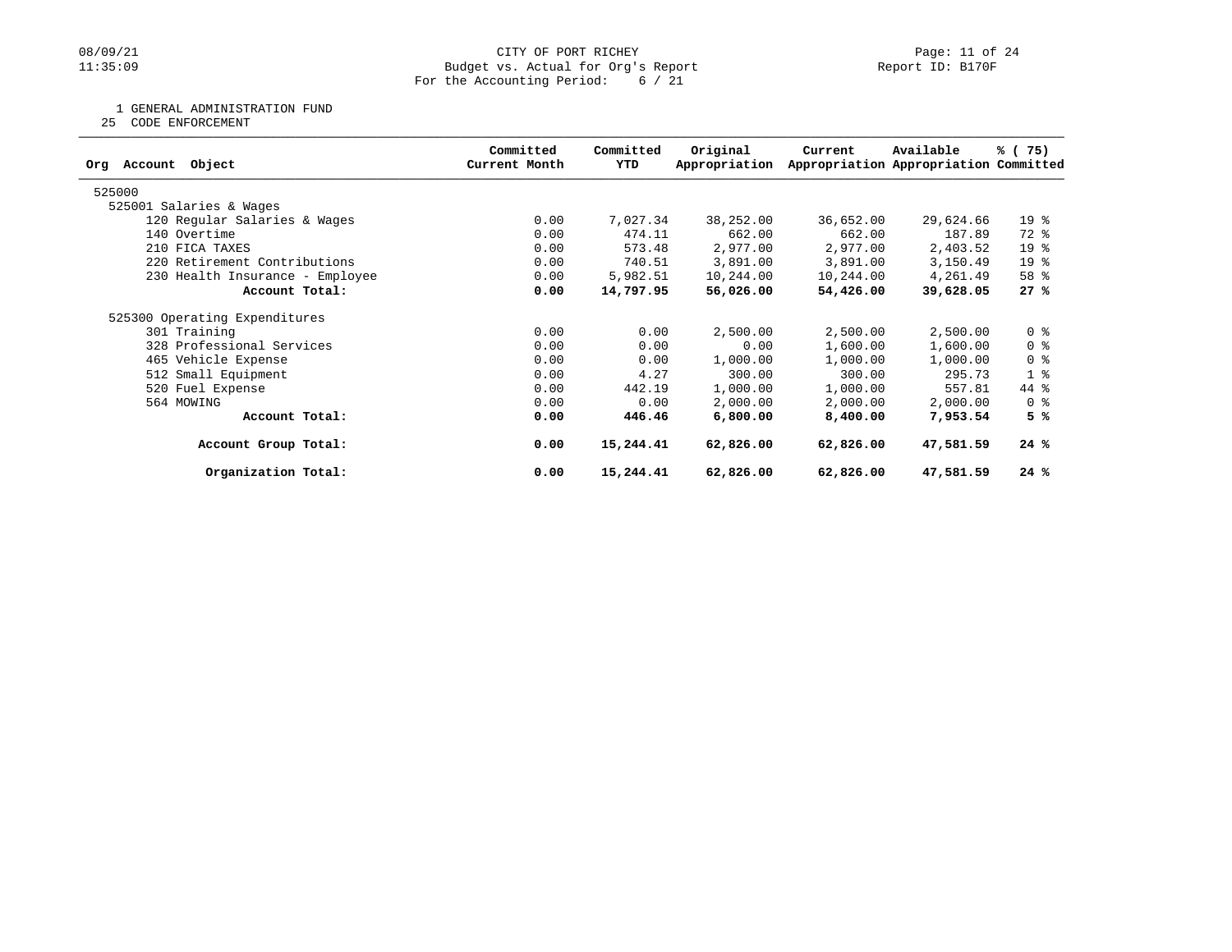CITY OF PORT RICHEY
Budget vs. Actual for Org's Report
For the Accounting Period: 6 / 21

1 GENERAL ADMINISTRATION FUND
25 CODE ENFORCEMENT

| Org Account Object | Committed Current Month | Committed YTD | Original Appropriation | Current Appropriation | Available Appropriation | % ( 75) Committed |
|---|---|---|---|---|---|---|
| 525000 | | | | | | |
| 525001 Salaries & Wages | | | | | | |
| 120 Regular Salaries & Wages | 0.00 | 7,027.34 | 38,252.00 | 36,652.00 | 29,624.66 | 19 % |
| 140 Overtime | 0.00 | 474.11 | 662.00 | 662.00 | 187.89 | 72 % |
| 210 FICA TAXES | 0.00 | 573.48 | 2,977.00 | 2,977.00 | 2,403.52 | 19 % |
| 220 Retirement Contributions | 0.00 | 740.51 | 3,891.00 | 3,891.00 | 3,150.49 | 19 % |
| 230 Health Insurance - Employee | 0.00 | 5,982.51 | 10,244.00 | 10,244.00 | 4,261.49 | 58 % |
| **Account Total:** | **0.00** | **14,797.95** | **56,026.00** | **54,426.00** | **39,628.05** | **27 %** |
| 525300 Operating Expenditures | | | | | | |
| 301 Training | 0.00 | 0.00 | 2,500.00 | 2,500.00 | 2,500.00 | 0 % |
| 328 Professional Services | 0.00 | 0.00 | 0.00 | 1,600.00 | 1,600.00 | 0 % |
| 465 Vehicle Expense | 0.00 | 0.00 | 1,000.00 | 1,000.00 | 1,000.00 | 0 % |
| 512 Small Equipment | 0.00 | 4.27 | 300.00 | 300.00 | 295.73 | 1 % |
| 520 Fuel Expense | 0.00 | 442.19 | 1,000.00 | 1,000.00 | 557.81 | 44 % |
| 564 MOWING | 0.00 | 0.00 | 2,000.00 | 2,000.00 | 2,000.00 | 0 % |
| **Account Total:** | **0.00** | **446.46** | **6,800.00** | **8,400.00** | **7,953.54** | **5 %** |
| **Account Group Total:** | **0.00** | **15,244.41** | **62,826.00** | **62,826.00** | **47,581.59** | **24 %** |
| **Organization Total:** | **0.00** | **15,244.41** | **62,826.00** | **62,826.00** | **47,581.59** | **24 %** |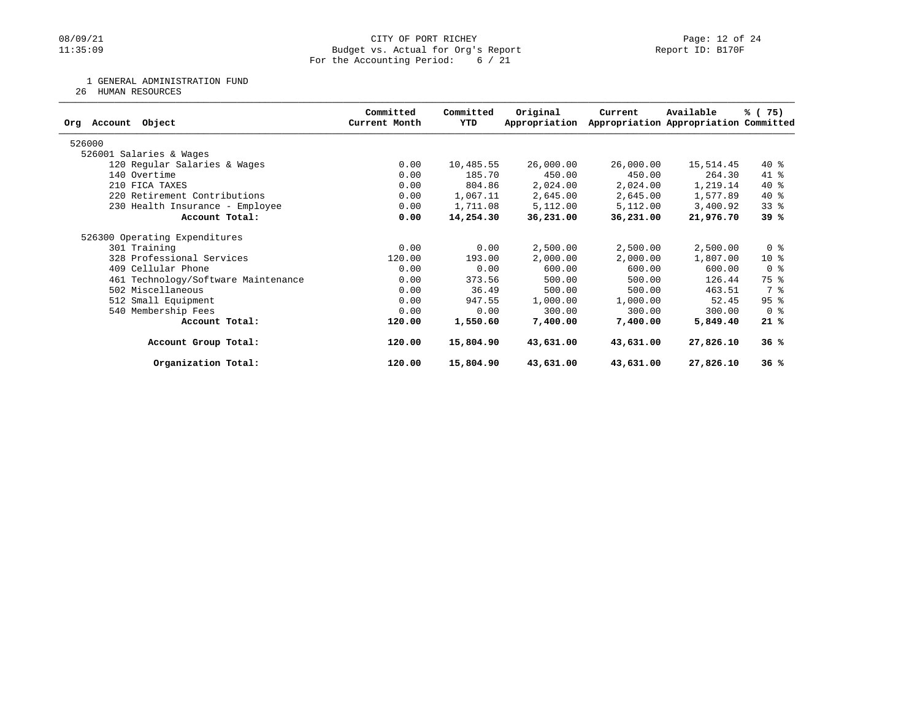CITY OF PORT RICHEY
Budget vs. Actual for Org's Report
For the Accounting Period: 6 / 21

1 GENERAL ADMINISTRATION FUND
26 HUMAN RESOURCES

| Org Account Object | Committed Current Month | Committed YTD | Original Appropriation | Current Appropriation | Available Appropriation | % ( 75) Committed |
|---|---|---|---|---|---|---|
| 526000 | | | | | | |
| 526001 Salaries & Wages | | | | | | |
| 120 Regular Salaries & Wages | 0.00 | 10,485.55 | 26,000.00 | 26,000.00 | 15,514.45 | 40 % |
| 140 Overtime | 0.00 | 185.70 | 450.00 | 450.00 | 264.30 | 41 % |
| 210 FICA TAXES | 0.00 | 804.86 | 2,024.00 | 2,024.00 | 1,219.14 | 40 % |
| 220 Retirement Contributions | 0.00 | 1,067.11 | 2,645.00 | 2,645.00 | 1,577.89 | 40 % |
| 230 Health Insurance - Employee | 0.00 | 1,711.08 | 5,112.00 | 5,112.00 | 3,400.92 | 33 % |
| **Account Total:** | **0.00** | **14,254.30** | **36,231.00** | **36,231.00** | **21,976.70** | **39 %** |
| 526300 Operating Expenditures | | | | | | |
| 301 Training | 0.00 | 0.00 | 2,500.00 | 2,500.00 | 2,500.00 | 0 % |
| 328 Professional Services | 120.00 | 193.00 | 2,000.00 | 2,000.00 | 1,807.00 | 10 % |
| 409 Cellular Phone | 0.00 | 0.00 | 600.00 | 600.00 | 600.00 | 0 % |
| 461 Technology/Software Maintenance | 0.00 | 373.56 | 500.00 | 500.00 | 126.44 | 75 % |
| 502 Miscellaneous | 0.00 | 36.49 | 500.00 | 500.00 | 463.51 | 7 % |
| 512 Small Equipment | 0.00 | 947.55 | 1,000.00 | 1,000.00 | 52.45 | 95 % |
| 540 Membership Fees | 0.00 | 0.00 | 300.00 | 300.00 | 300.00 | 0 % |
| **Account Total:** | **120.00** | **1,550.60** | **7,400.00** | **7,400.00** | **5,849.40** | **21 %** |
| **Account Group Total:** | **120.00** | **15,804.90** | **43,631.00** | **43,631.00** | **27,826.10** | **36 %** |
| **Organization Total:** | **120.00** | **15,804.90** | **43,631.00** | **43,631.00** | **27,826.10** | **36 %** |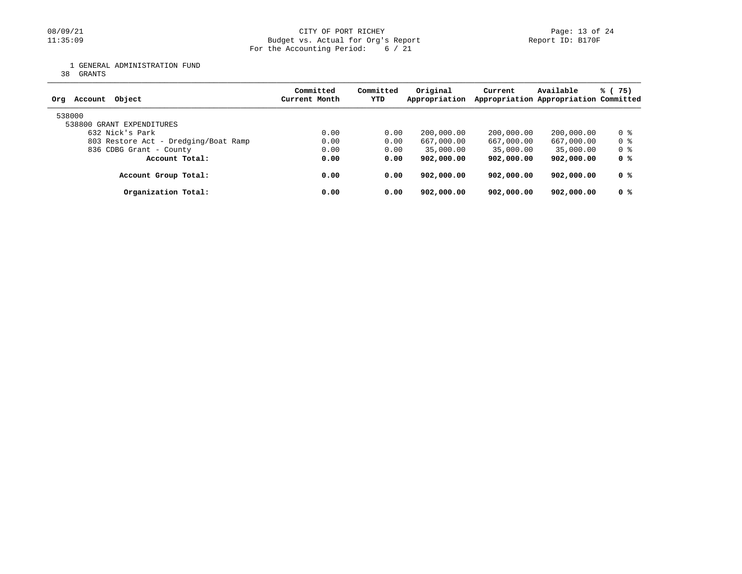CITY OF PORT RICHEY
Budget vs. Actual for Org's Report
For the Accounting Period: 6 / 21

Report ID: B170F

1 GENERAL ADMINISTRATION FUND
38 GRANTS

| Org Account Object | Committed Current Month | Committed YTD | Original Appropriation | Current Appropriation | Available Appropriation | % ( 75) Committed |
|---|---|---|---|---|---|---|
| 538000 | | | | | | |
| 538800 GRANT EXPENDITURES | | | | | | |
| 632 Nick's Park | 0.00 | 0.00 | 200,000.00 | 200,000.00 | 200,000.00 | 0 % |
| 803 Restore Act - Dredging/Boat Ramp | 0.00 | 0.00 | 667,000.00 | 667,000.00 | 667,000.00 | 0 % |
| 836 CDBG Grant - County | 0.00 | 0.00 | 35,000.00 | 35,000.00 | 35,000.00 | 0 % |
| **Account Total:** | **0.00** | **0.00** | **902,000.00** | **902,000.00** | **902,000.00** | **0 %** |
| **Account Group Total:** | **0.00** | **0.00** | **902,000.00** | **902,000.00** | **902,000.00** | **0 %** |
| **Organization Total:** | **0.00** | **0.00** | **902,000.00** | **902,000.00** | **902,000.00** | **0 %** |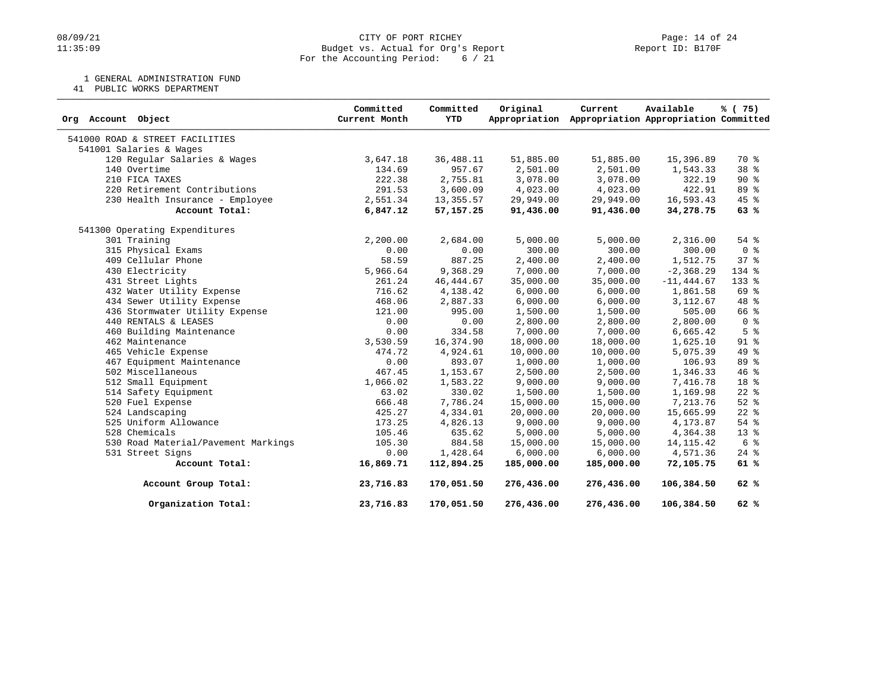08/09/21
11:35:09

CITY OF PORT RICHEY
Budget vs. Actual for Org's Report
For the Accounting Period: 6 / 21

Report ID: B170F

1 GENERAL ADMINISTRATION FUND
41 PUBLIC WORKS DEPARTMENT

| Org Account Object | Committed Current Month | Committed YTD | Original Appropriation | Current Appropriation | Available Appropriation | % ( 75) Committed |
|---|---|---|---|---|---|---|
| 541000 ROAD & STREET FACILITIES | | | | | | |
| 541001 Salaries & Wages | | | | | | |
| 120 Regular Salaries & Wages | 3,647.18 | 36,488.11 | 51,885.00 | 51,885.00 | 15,396.89 | 70 % |
| 140 Overtime | 134.69 | 957.67 | 2,501.00 | 2,501.00 | 1,543.33 | 38 % |
| 210 FICA TAXES | 222.38 | 2,755.81 | 3,078.00 | 3,078.00 | 322.19 | 90 % |
| 220 Retirement Contributions | 291.53 | 3,600.09 | 4,023.00 | 4,023.00 | 422.91 | 89 % |
| 230 Health Insurance - Employee | 2,551.34 | 13,355.57 | 29,949.00 | 29,949.00 | 16,593.43 | 45 % |
| **Account Total:** | **6,847.12** | **57,157.25** | **91,436.00** | **91,436.00** | **34,278.75** | **63 %** |
| 541300 Operating Expenditures | | | | | | |
| 301 Training | 2,200.00 | 2,684.00 | 5,000.00 | 5,000.00 | 2,316.00 | 54 % |
| 315 Physical Exams | 0.00 | 0.00 | 300.00 | 300.00 | 300.00 | 0 % |
| 409 Cellular Phone | 58.59 | 887.25 | 2,400.00 | 2,400.00 | 1,512.75 | 37 % |
| 430 Electricity | 5,966.64 | 9,368.29 | 7,000.00 | 7,000.00 | -2,368.29 | 134 % |
| 431 Street Lights | 261.24 | 46,444.67 | 35,000.00 | 35,000.00 | -11,444.67 | 133 % |
| 432 Water Utility Expense | 716.62 | 4,138.42 | 6,000.00 | 6,000.00 | 1,861.58 | 69 % |
| 434 Sewer Utility Expense | 468.06 | 2,887.33 | 6,000.00 | 6,000.00 | 3,112.67 | 48 % |
| 436 Stormwater Utility Expense | 121.00 | 995.00 | 1,500.00 | 1,500.00 | 505.00 | 66 % |
| 440 RENTALS & LEASES | 0.00 | 0.00 | 2,800.00 | 2,800.00 | 2,800.00 | 0 % |
| 460 Building Maintenance | 0.00 | 334.58 | 7,000.00 | 7,000.00 | 6,665.42 | 5 % |
| 462 Maintenance | 3,530.59 | 16,374.90 | 18,000.00 | 18,000.00 | 1,625.10 | 91 % |
| 465 Vehicle Expense | 474.72 | 4,924.61 | 10,000.00 | 10,000.00 | 5,075.39 | 49 % |
| 467 Equipment Maintenance | 0.00 | 893.07 | 1,000.00 | 1,000.00 | 106.93 | 89 % |
| 502 Miscellaneous | 467.45 | 1,153.67 | 2,500.00 | 2,500.00 | 1,346.33 | 46 % |
| 512 Small Equipment | 1,066.02 | 1,583.22 | 9,000.00 | 9,000.00 | 7,416.78 | 18 % |
| 514 Safety Equipment | 63.02 | 330.02 | 1,500.00 | 1,500.00 | 1,169.98 | 22 % |
| 520 Fuel Expense | 666.48 | 7,786.24 | 15,000.00 | 15,000.00 | 7,213.76 | 52 % |
| 524 Landscaping | 425.27 | 4,334.01 | 20,000.00 | 20,000.00 | 15,665.99 | 22 % |
| 525 Uniform Allowance | 173.25 | 4,826.13 | 9,000.00 | 9,000.00 | 4,173.87 | 54 % |
| 528 Chemicals | 105.46 | 635.62 | 5,000.00 | 5,000.00 | 4,364.38 | 13 % |
| 530 Road Material/Pavement Markings | 105.30 | 884.58 | 15,000.00 | 15,000.00 | 14,115.42 | 6 % |
| 531 Street Signs | 0.00 | 1,428.64 | 6,000.00 | 6,000.00 | 4,571.36 | 24 % |
| **Account Total:** | **16,869.71** | **112,894.25** | **185,000.00** | **185,000.00** | **72,105.75** | **61 %** |
| **Account Group Total:** | **23,716.83** | **170,051.50** | **276,436.00** | **276,436.00** | **106,384.50** | **62 %** |
| **Organization Total:** | **23,716.83** | **170,051.50** | **276,436.00** | **276,436.00** | **106,384.50** | **62 %** |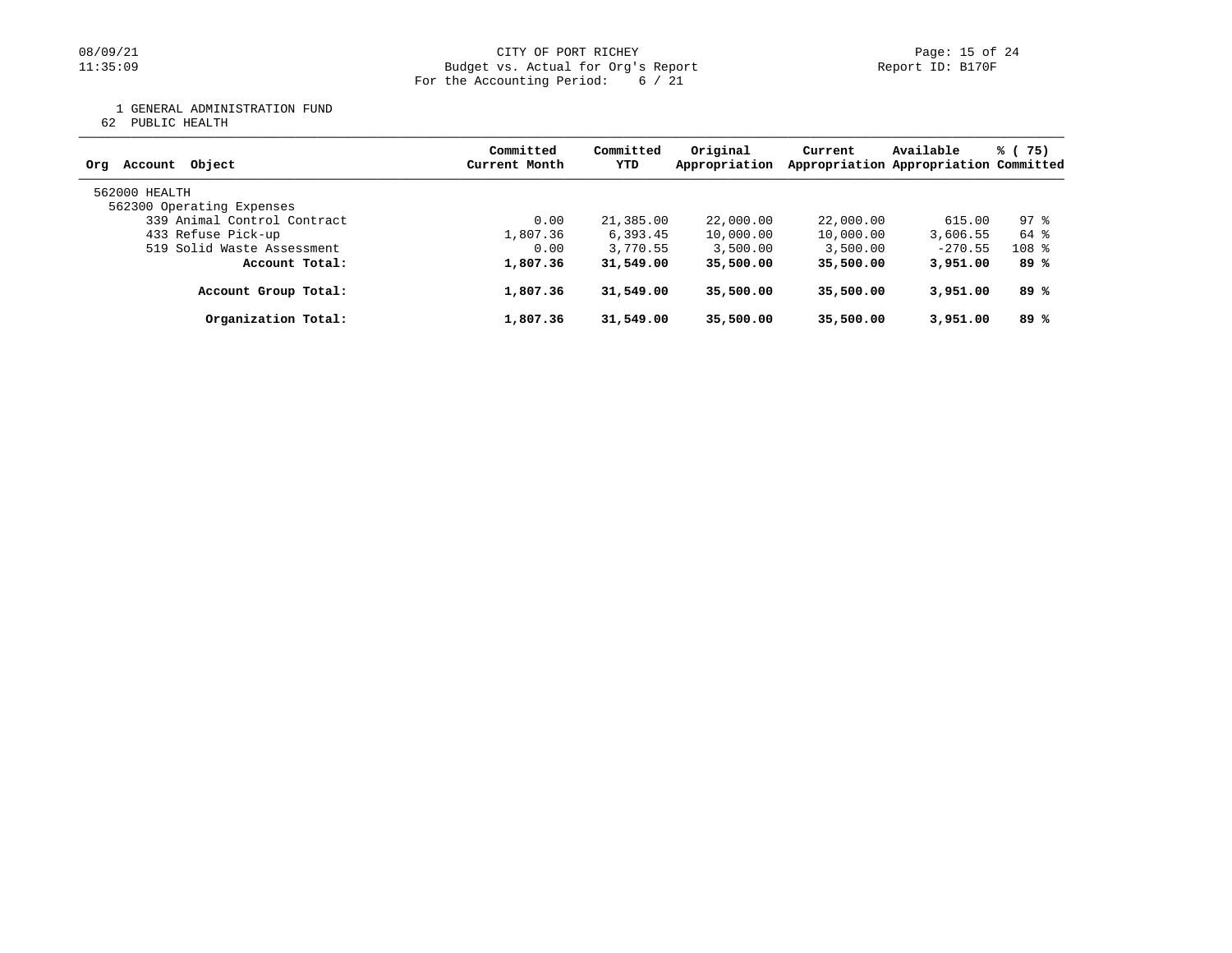CITY OF PORT RICHEY
Budget vs. Actual for Org's Report
For the Accounting Period: 6 / 21

1 GENERAL ADMINISTRATION FUND
62 PUBLIC HEALTH

| Org Account Object | Committed Current Month | Committed YTD | Original Appropriation | Current Appropriation | Available Appropriation | % ( 75) Committed |
|---|---|---|---|---|---|---|
| 562000 HEALTH | | | | | | |
| 562300 Operating Expenses | | | | | | |
| 339 Animal Control Contract | 0.00 | 21,385.00 | 22,000.00 | 22,000.00 | 615.00 | 97 % |
| 433 Refuse Pick-up | 1,807.36 | 6,393.45 | 10,000.00 | 10,000.00 | 3,606.55 | 64 % |
| 519 Solid Waste Assessment | 0.00 | 3,770.55 | 3,500.00 | 3,500.00 | -270.55 | 108 % |
| **Account Total:** | **1,807.36** | **31,549.00** | **35,500.00** | **35,500.00** | **3,951.00** | **89 %** |
| **Account Group Total:** | **1,807.36** | **31,549.00** | **35,500.00** | **35,500.00** | **3,951.00** | **89 %** |
| **Organization Total:** | **1,807.36** | **31,549.00** | **35,500.00** | **35,500.00** | **3,951.00** | **89 %** |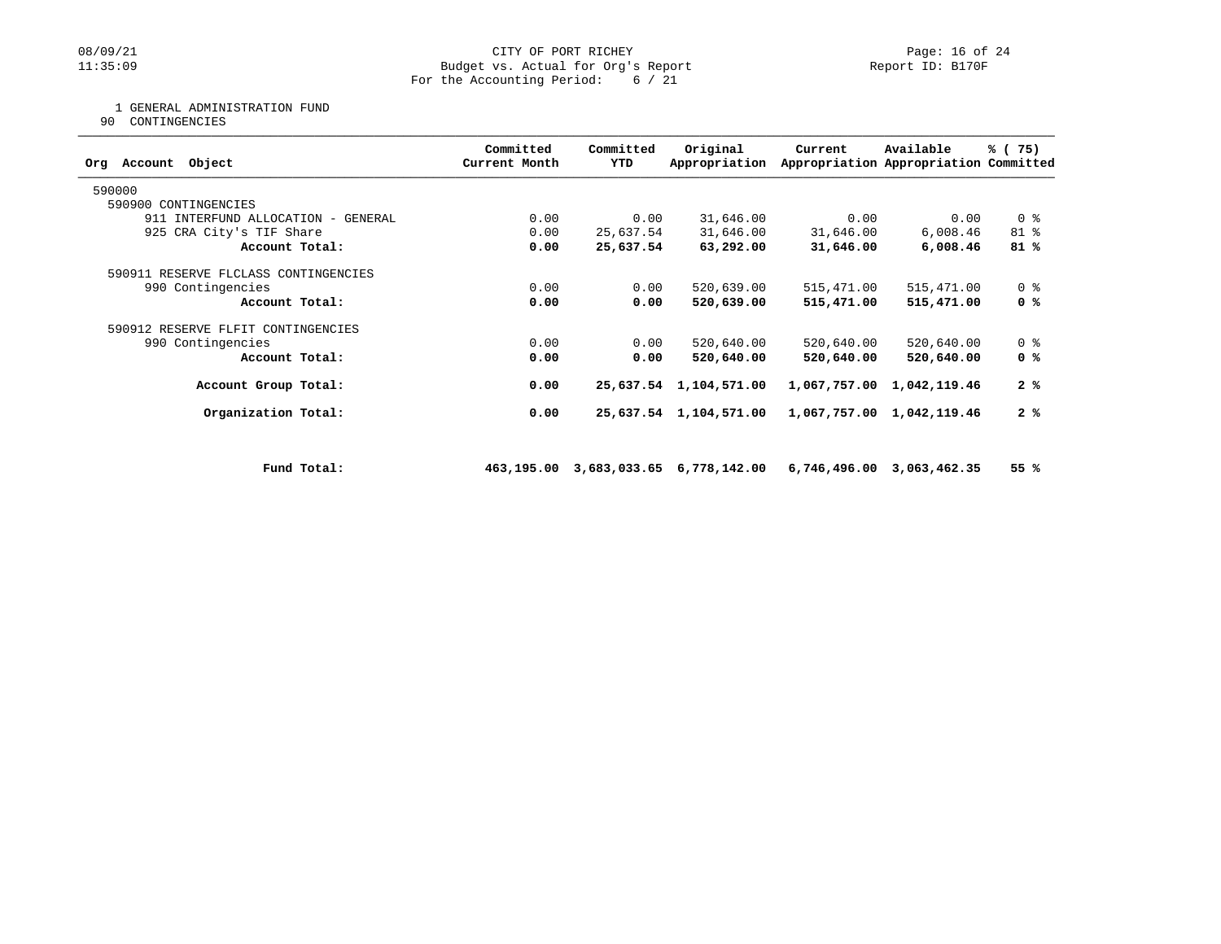CITY OF PORT RICHEY
Budget vs. Actual for Org's Report
For the Accounting Period: 6 / 21

1 GENERAL ADMINISTRATION FUND
90 CONTINGENCIES

| Org Account Object | Committed Current Month | Committed YTD | Original Appropriation | Current Appropriation | Available Appropriation | % ( 75) Committed |
|---|---|---|---|---|---|---|
| 590000 | | | | | | |
| 590900 CONTINGENCIES | | | | | | |
| 911 INTERFUND ALLOCATION - GENERAL | 0.00 | 0.00 | 31,646.00 | 0.00 | 0.00 | 0 % |
| 925 CRA City's TIF Share | 0.00 | 25,637.54 | 31,646.00 | 31,646.00 | 6,008.46 | 81 % |
| **Account Total:** | **0.00** | **25,637.54** | **63,292.00** | **31,646.00** | **6,008.46** | **81 %** |
| 590911 RESERVE FLCLASS CONTINGENCIES | | | | | | |
| 990 Contingencies | 0.00 | 0.00 | 520,639.00 | 515,471.00 | 515,471.00 | 0 % |
| **Account Total:** | **0.00** | **0.00** | **520,639.00** | **515,471.00** | **515,471.00** | **0 %** |
| 590912 RESERVE FLFIT CONTINGENCIES | | | | | | |
| 990 Contingencies | 0.00 | 0.00 | 520,640.00 | 520,640.00 | 520,640.00 | 0 % |
| **Account Total:** | **0.00** | **0.00** | **520,640.00** | **520,640.00** | **520,640.00** | **0 %** |
| **Account Group Total:** | **0.00** | **25,637.54** | **1,104,571.00** | **1,067,757.00** | **1,042,119.46** | **2 %** |
| **Organization Total:** | **0.00** | **25,637.54** | **1,104,571.00** | **1,067,757.00** | **1,042,119.46** | **2 %** |
| **Fund Total:** | **463,195.00** | **3,683,033.65** | **6,778,142.00** | **6,746,496.00** | **3,063,462.35** | **55 %** |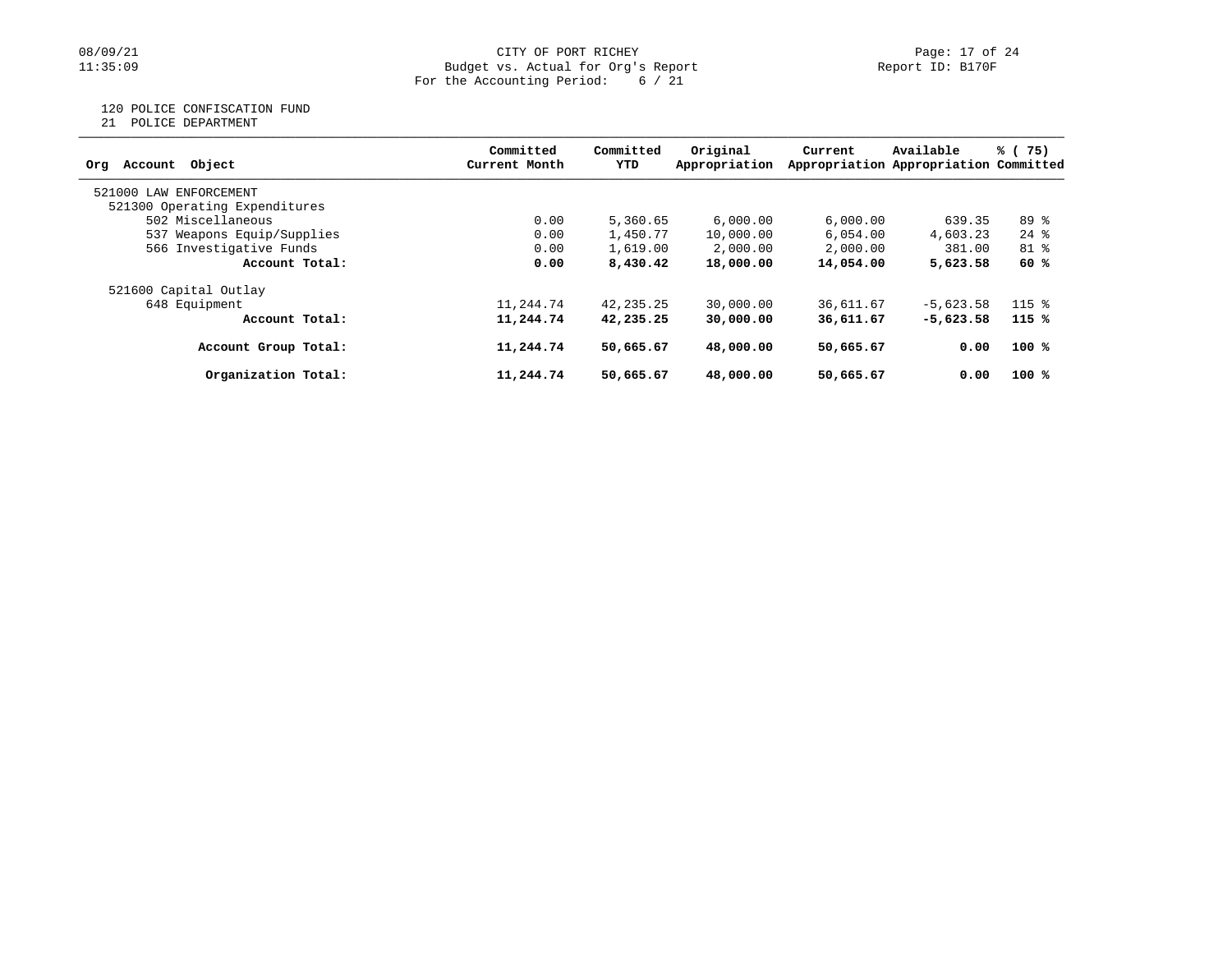CITY OF PORT RICHEY
Budget vs. Actual for Org's Report
For the Accounting Period: 6 / 21

Report ID: B170F

120 POLICE CONFISCATION FUND
21 POLICE DEPARTMENT

| Org Account Object | Committed Current Month | Committed YTD | Original Appropriation | Current Appropriation | Available Appropriation | % ( 75) Committed |
|---|---|---|---|---|---|---|
| 521000 LAW ENFORCEMENT | | | | | | |
| 521300 Operating Expenditures | | | | | | |
| 502 Miscellaneous | 0.00 | 5,360.65 | 6,000.00 | 6,000.00 | 639.35 | 89 % |
| 537 Weapons Equip/Supplies | 0.00 | 1,450.77 | 10,000.00 | 6,054.00 | 4,603.23 | 24 % |
| 566 Investigative Funds | 0.00 | 1,619.00 | 2,000.00 | 2,000.00 | 381.00 | 81 % |
| **Account Total:** | **0.00** | **8,430.42** | **18,000.00** | **14,054.00** | **5,623.58** | **60 %** |
| 521600 Capital Outlay | | | | | | |
| 648 Equipment | 11,244.74 | 42,235.25 | 30,000.00 | 36,611.67 | -5,623.58 | 115 % |
| **Account Total:** | **11,244.74** | **42,235.25** | **30,000.00** | **36,611.67** | **-5,623.58** | **115 %** |
| **Account Group Total:** | **11,244.74** | **50,665.67** | **48,000.00** | **50,665.67** | **0.00** | **100 %** |
| **Organization Total:** | **11,244.74** | **50,665.67** | **48,000.00** | **50,665.67** | **0.00** | **100 %** |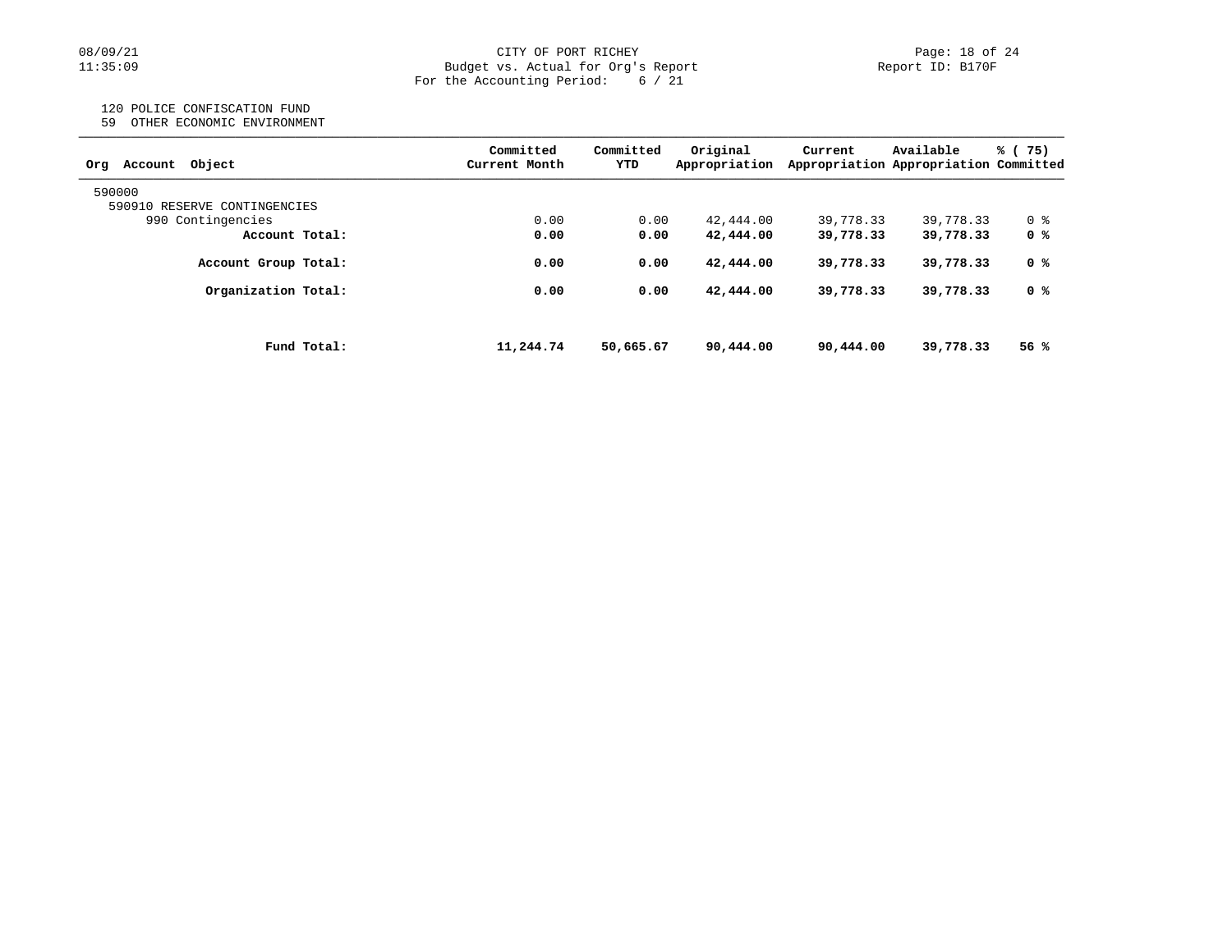120 POLICE CONFISCATION FUND
59 OTHER ECONOMIC ENVIRONMENT

| Org Account Object | Committed Current Month | Committed YTD | Original Appropriation | Current Appropriation | Available Appropriation | % ( 75) Committed |
|---|---|---|---|---|---|---|
| 590000 | | | | | | |
| 590910 RESERVE CONTINGENCIES | | | | | | |
| 990 Contingencies | 0.00 | 0.00 | 42,444.00 | 39,778.33 | 39,778.33 | 0 % |
| **Account Total:** | **0.00** | **0.00** | **42,444.00** | **39,778.33** | **39,778.33** | **0 %** |
| **Account Group Total:** | **0.00** | **0.00** | **42,444.00** | **39,778.33** | **39,778.33** | **0 %** |
| **Organization Total:** | **0.00** | **0.00** | **42,444.00** | **39,778.33** | **39,778.33** | **0 %** |
| **Fund Total:** | **11,244.74** | **50,665.67** | **90,444.00** | **90,444.00** | **39,778.33** | **56 %** |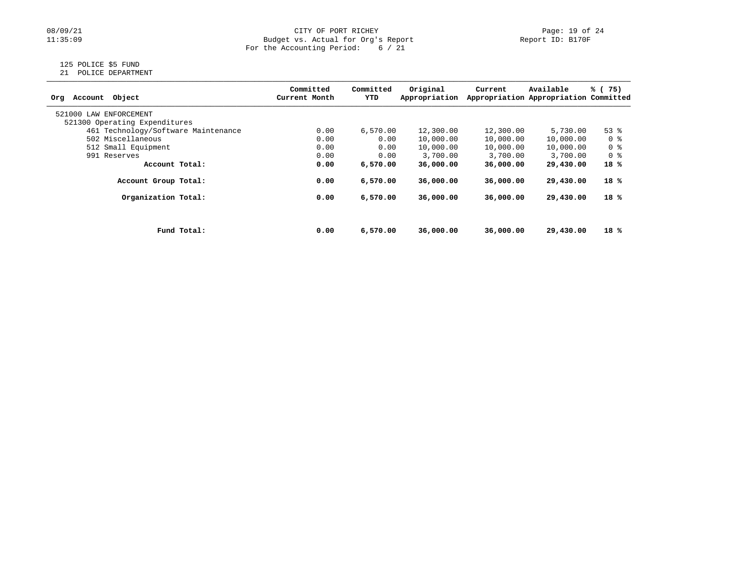CITY OF PORT RICHEY
Budget vs. Actual for Org's Report
For the Accounting Period: 6 / 21

08/09/21
11:35:09

Report ID: B170F

125 POLICE $5 FUND
21 POLICE DEPARTMENT

| Org Account Object | Committed Current Month | Committed YTD | Original Appropriation | Current Appropriation | Available Appropriation | % ( 75) Committed |
|---|---|---|---|---|---|---|
| 521000 LAW ENFORCEMENT | | | | | | |
| 521300 Operating Expenditures | | | | | | |
| 461 Technology/Software Maintenance | 0.00 | 6,570.00 | 12,300.00 | 12,300.00 | 5,730.00 | 53 % |
| 502 Miscellaneous | 0.00 | 0.00 | 10,000.00 | 10,000.00 | 10,000.00 | 0 % |
| 512 Small Equipment | 0.00 | 0.00 | 10,000.00 | 10,000.00 | 10,000.00 | 0 % |
| 991 Reserves | 0.00 | 0.00 | 3,700.00 | 3,700.00 | 3,700.00 | 0 % |
| **Account Total:** | **0.00** | **6,570.00** | **36,000.00** | **36,000.00** | **29,430.00** | **18 %** |
| **Account Group Total:** | **0.00** | **6,570.00** | **36,000.00** | **36,000.00** | **29,430.00** | **18 %** |
| **Organization Total:** | **0.00** | **6,570.00** | **36,000.00** | **36,000.00** | **29,430.00** | **18 %** |
| **Fund Total:** | **0.00** | **6,570.00** | **36,000.00** | **36,000.00** | **29,430.00** | **18 %** |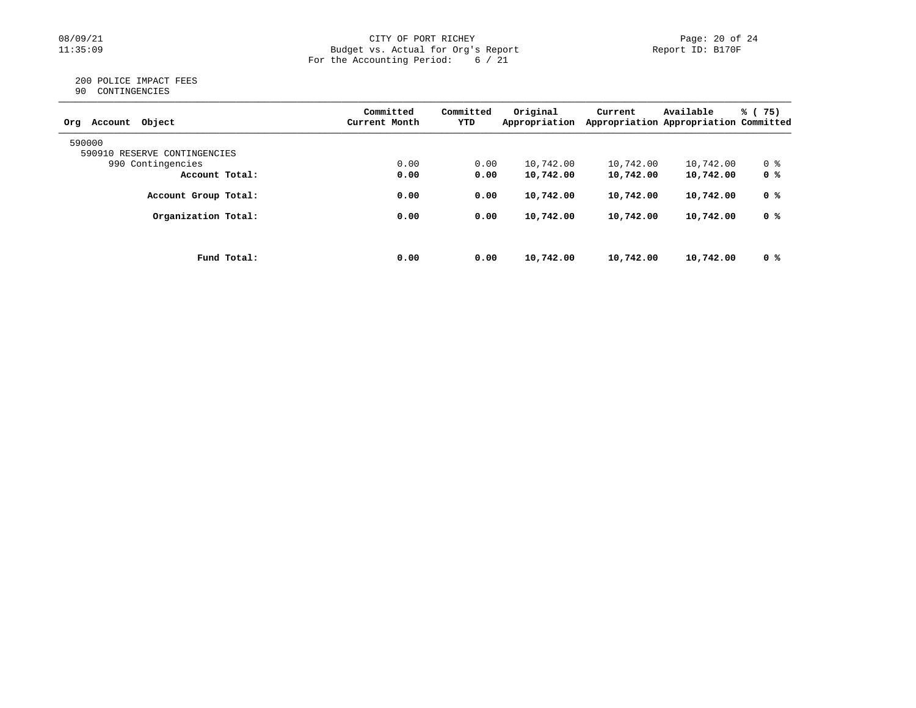CITY OF PORT RICHEY
Budget vs. Actual for Org's Report
For the Accounting Period: 6 / 21

Report ID: B170F

200 POLICE IMPACT FEES
90 CONTINGENCIES

| Org Account Object | Committed Current Month | Committed YTD | Original Appropriation | Current Appropriation | Available Appropriation | % ( 75) Committed |
|---|---|---|---|---|---|---|
| 590000 | | | | | | |
| 590910 RESERVE CONTINGENCIES | | | | | | |
| 990 Contingencies | 0.00 | 0.00 | 10,742.00 | 10,742.00 | 10,742.00 | 0 % |
| **Account Total:** | **0.00** | **0.00** | **10,742.00** | **10,742.00** | **10,742.00** | **0 %** |
| **Account Group Total:** | **0.00** | **0.00** | **10,742.00** | **10,742.00** | **10,742.00** | **0 %** |
| **Organization Total:** | **0.00** | **0.00** | **10,742.00** | **10,742.00** | **10,742.00** | **0 %** |
| **Fund Total:** | **0.00** | **0.00** | **10,742.00** | **10,742.00** | **10,742.00** | **0 %** |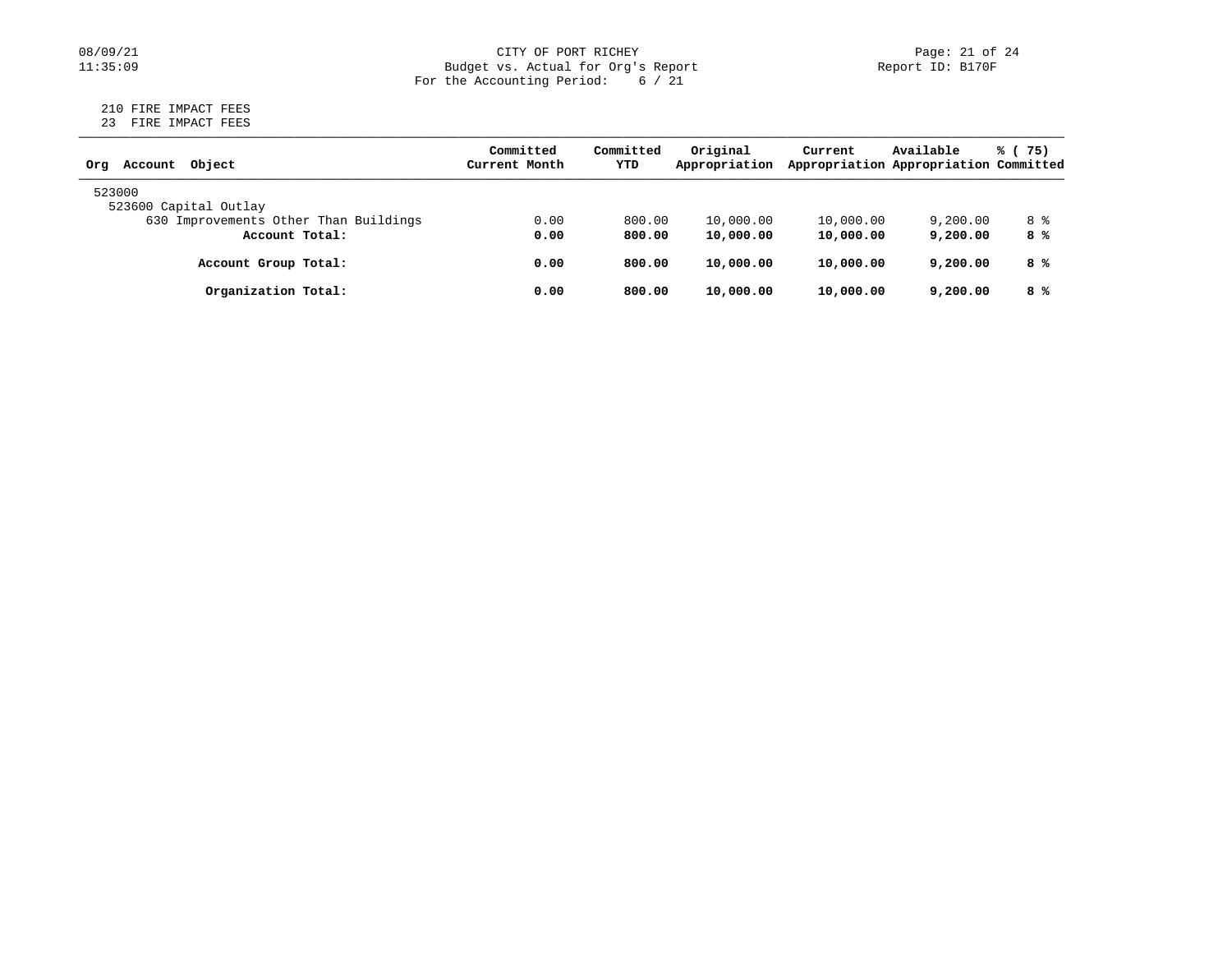210 FIRE IMPACT FEES
23 FIRE IMPACT FEES

| Org Account Object | Committed Current Month | Committed YTD | Original Appropriation | Current Appropriation | Available Appropriation | % ( 75) Committed |
|---|---|---|---|---|---|---|
| 523000 | | | | | | |
| 523600 Capital Outlay | | | | | | |
| 630 Improvements Other Than Buildings | 0.00 | 800.00 | 10,000.00 | 10,000.00 | 9,200.00 | 8 % |
| **Account Total:** | **0.00** | **800.00** | **10,000.00** | **10,000.00** | **9,200.00** | **8 %** |
| **Account Group Total:** | **0.00** | **800.00** | **10,000.00** | **10,000.00** | **9,200.00** | **8 %** |
| **Organization Total:** | **0.00** | **800.00** | **10,000.00** | **10,000.00** | **9,200.00** | **8 %** |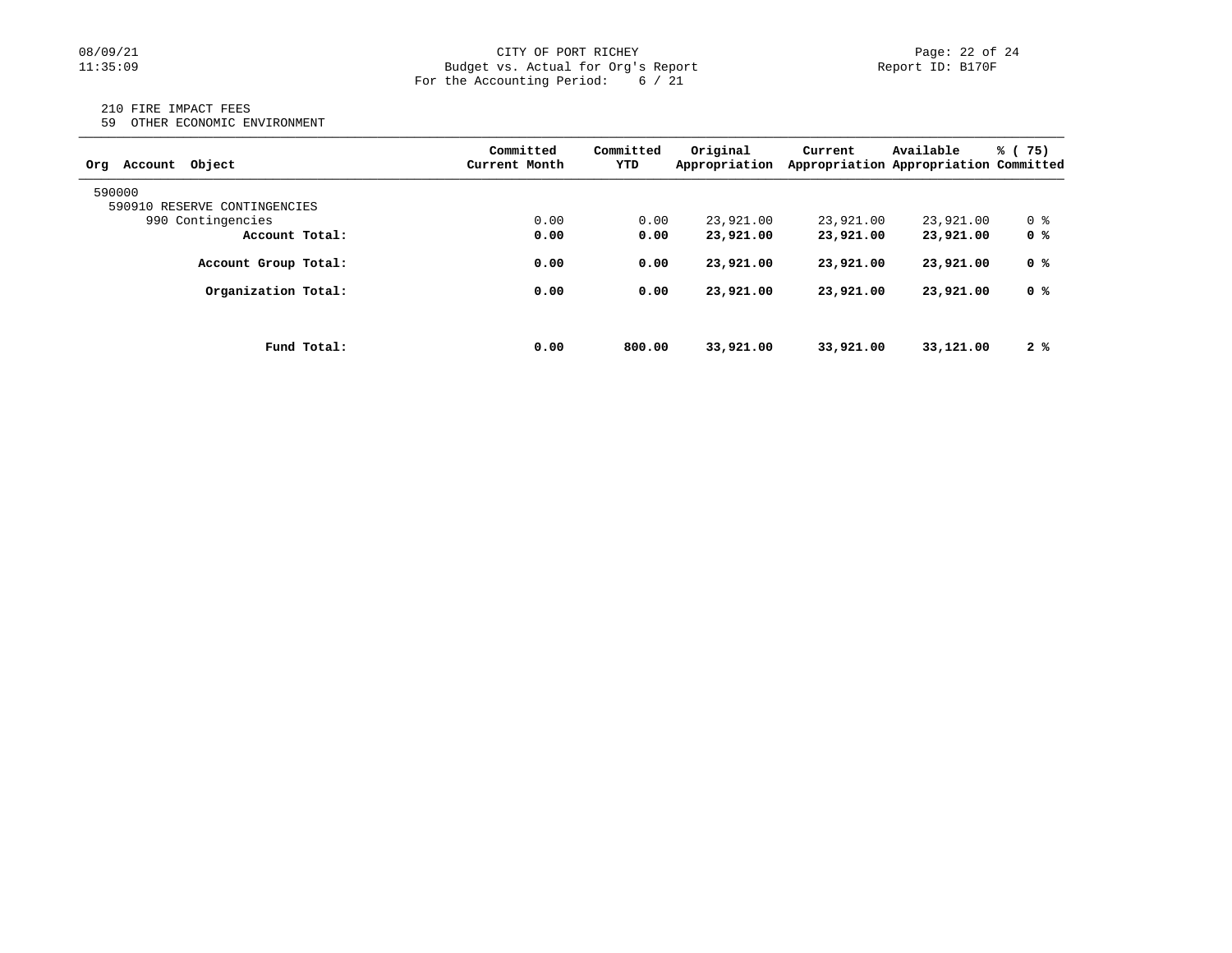210 FIRE IMPACT FEES
59 OTHER ECONOMIC ENVIRONMENT

| Org Account Object | Committed Current Month | Committed YTD | Original Appropriation | Current Appropriation | Available Appropriation | % ( 75) Committed |
|---|---|---|---|---|---|---|
| 590000 | | | | | | |
| 590910 RESERVE CONTINGENCIES | | | | | | |
| 990 Contingencies | 0.00 | 0.00 | 23,921.00 | 23,921.00 | 23,921.00 | 0 % |
| **Account Total:** | **0.00** | **0.00** | **23,921.00** | **23,921.00** | **23,921.00** | **0 %** |
| **Account Group Total:** | **0.00** | **0.00** | **23,921.00** | **23,921.00** | **23,921.00** | **0 %** |
| **Organization Total:** | **0.00** | **0.00** | **23,921.00** | **23,921.00** | **23,921.00** | **0 %** |
| **Fund Total:** | **0.00** | **800.00** | **33,921.00** | **33,921.00** | **33,121.00** | **2 %** |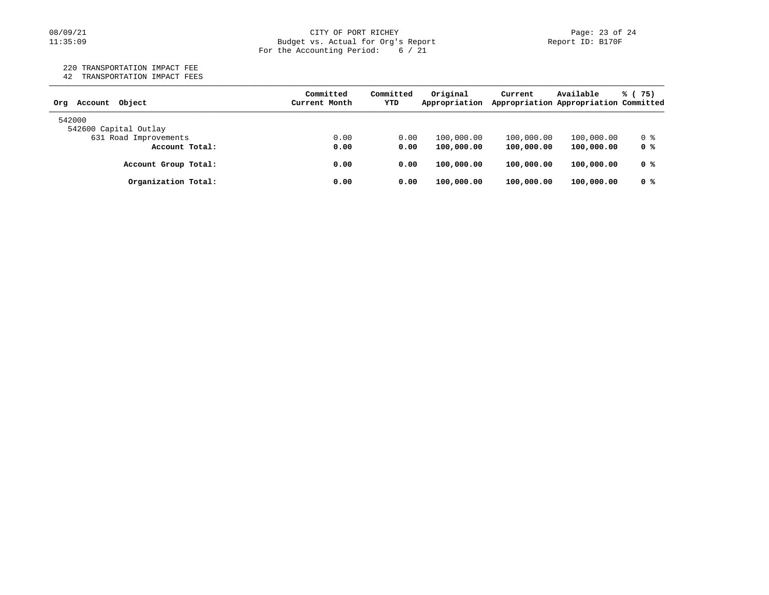220 TRANSPORTATION IMPACT FEE
42 TRANSPORTATION IMPACT FEES

| Org Account Object | Committed Current Month | Committed YTD | Original Appropriation | Current Appropriation | Available Appropriation | % ( 75) Committed |
|---|---|---|---|---|---|---|
| 542000 | | | | | | |
| 542600 Capital Outlay | | | | | | |
| 631 Road Improvements | 0.00 | 0.00 | 100,000.00 | 100,000.00 | 100,000.00 | 0 % |
| **Account Total:** | **0.00** | **0.00** | **100,000.00** | **100,000.00** | **100,000.00** | **0 %** |
| **Account Group Total:** | **0.00** | **0.00** | **100,000.00** | **100,000.00** | **100,000.00** | **0 %** |
| **Organization Total:** | **0.00** | **0.00** | **100,000.00** | **100,000.00** | **100,000.00** | **0 %** |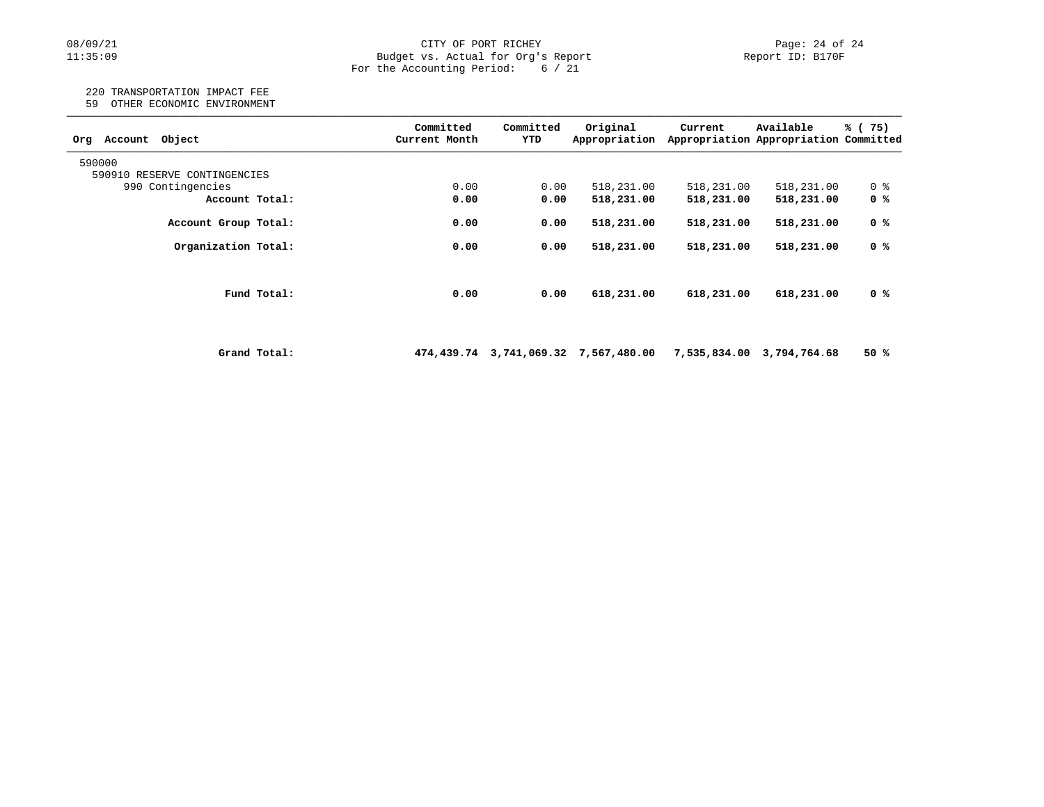CITY OF PORT RICHEY
Budget vs. Actual for Org's Report
For the Accounting Period: 6 / 21

220 TRANSPORTATION IMPACT FEE
59 OTHER ECONOMIC ENVIRONMENT

| Org Account Object | Committed Current Month | Committed YTD | Original Appropriation | Current Appropriation | Available Appropriation | % ( 75) Committed |
|---|---|---|---|---|---|---|
| 590000 | | | | | | |
| 590910 RESERVE CONTINGENCIES | | | | | | |
| 990 Contingencies | 0.00 | 0.00 | 518,231.00 | 518,231.00 | 518,231.00 | 0 % |
| **Account Total:** | **0.00** | **0.00** | **518,231.00** | **518,231.00** | **518,231.00** | **0 %** |
| **Account Group Total:** | **0.00** | **0.00** | **518,231.00** | **518,231.00** | **518,231.00** | **0 %** |
| **Organization Total:** | **0.00** | **0.00** | **518,231.00** | **518,231.00** | **518,231.00** | **0 %** |
| **Fund Total:** | **0.00** | **0.00** | **618,231.00** | **618,231.00** | **618,231.00** | **0 %** |
| **Grand Total:** | **474,439.74** | **3,741,069.32** | **7,567,480.00** | **7,535,834.00** | **3,794,764.68** | **50 %** |